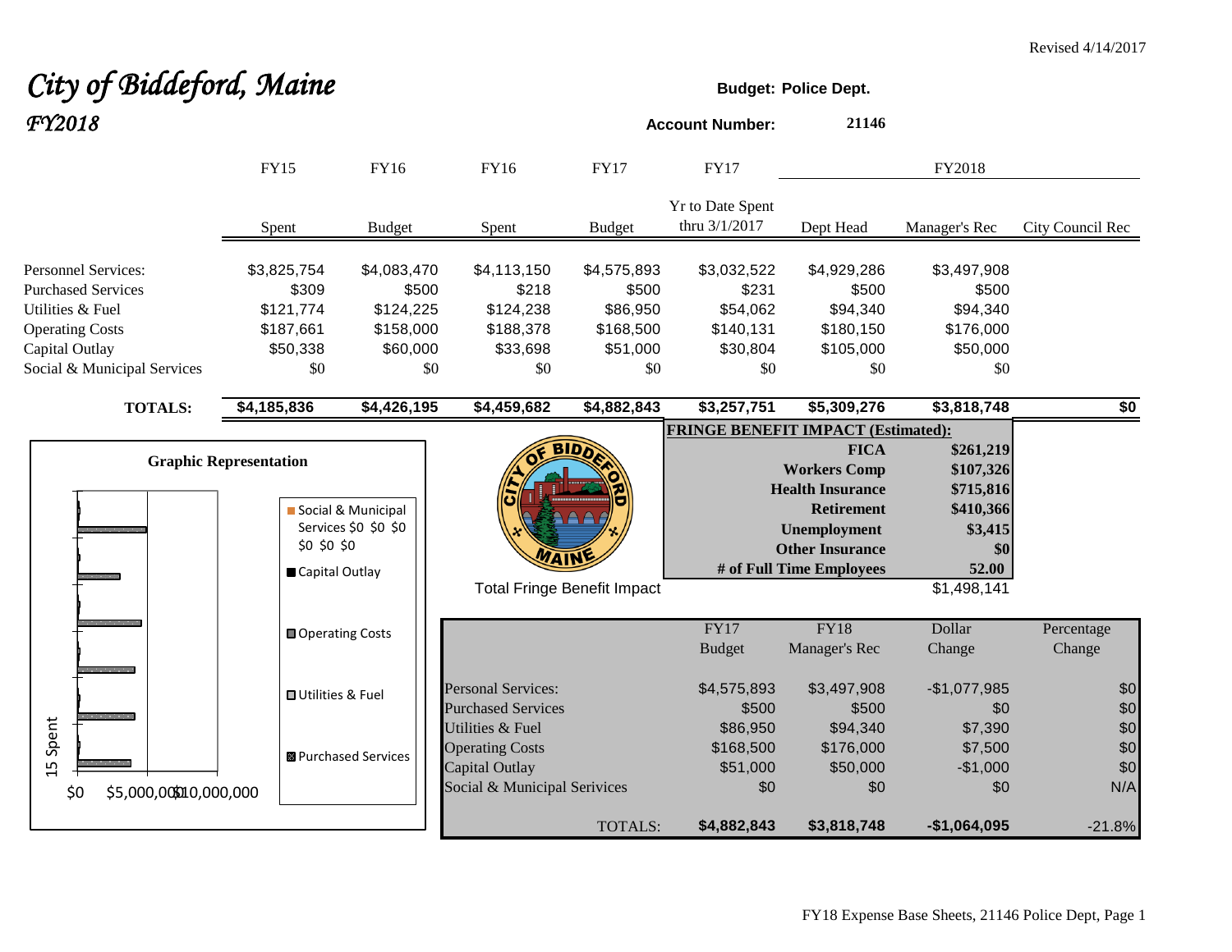Revised 4/14/2017

# *City of Biddeford, Maine*
## *FY2018*

**Budget: Police Dept.**

**Account Number:** **21146**

| | FY15 Spent | FY16 Budget | FY16 Spent | FY17 Budget | FY17 Yr to Date Spent thru 3/1/2017 | FY2018 Dept Head | FY2018 Manager's Rec | FY2018 City Council Rec |
|---|---|---|---|---|---|---|---|---|
| Personnel Services: | $3,825,754 | $4,083,470 | $4,113,150 | $4,575,893 | $3,032,522 | $4,929,286 | $3,497,908 | |
| Purchased Services | $309 | $500 | $218 | $500 | $231 | $500 | $500 | |
| Utilities & Fuel | $121,774 | $124,225 | $124,238 | $86,950 | $54,062 | $94,340 | $94,340 | |
| Operating Costs | $187,661 | $158,000 | $188,378 | $168,500 | $140,131 | $180,150 | $176,000 | |
| Capital Outlay | $50,338 | $60,000 | $33,698 | $51,000 | $30,804 | $105,000 | $50,000 | |
| Social & Municipal Services | $0 | $0 | $0 | $0 | $0 | $0 | $0 | |
| **TOTALS:** | **$4,185,836** | **$4,426,195** | **$4,459,682** | **$4,882,843** | **$3,257,751** | **$5,309,276** | **$3,818,748** | **$0** |

**FRINGE BENEFIT IMPACT (Estimated):**

| | |
|---|---|
| **FICA** | **$261,219** |
| **Workers Comp** | **$107,326** |
| **Health Insurance** | **$715,816** |
| **Retirement** | **$410,366** |
| **Unemployment** | **$3,415** |
| **Other Insurance** | **$0** |
| **# of Full Time Employees** | **52.00** |
| Total Fringe Benefit Impact | $1,498,141 |

**Graphic Representation**

| | FY17 Budget | FY18 Manager's Rec | Dollar Change | Percentage Change |
|---|---|---|---|---|
| Personal Services: | $4,575,893 | $3,497,908 | -$1,077,985 | $0 |
| Purchased Services | $500 | $500 | $0 | $0 |
| Utilities & Fuel | $86,950 | $94,340 | $7,390 | $0 |
| Operating Costs | $168,500 | $176,000 | $7,500 | $0 |
| Capital Outlay | $51,000 | $50,000 | -$1,000 | $0 |
| Social & Municipal Services | $0 | $0 | $0 | N/A |
| TOTALS: | **$4,882,843** | **$3,818,748** | **-$1,064,095** | -21.8% |

FY18 Expense Base Sheets, 21146 Police Dept, Page 1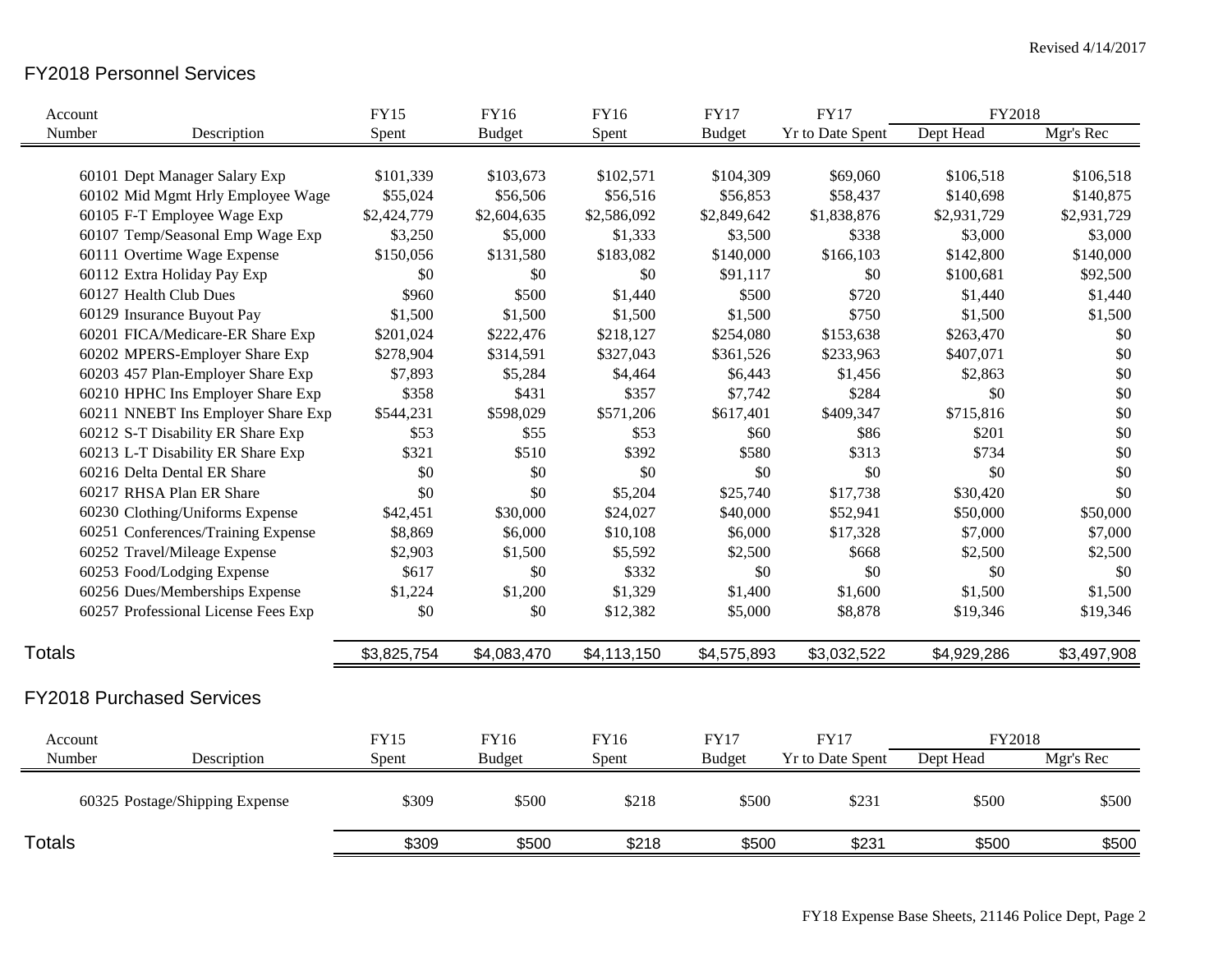Revised 4/14/2017

## FY2018 Personnel Services

| Account Number | Description | FY15 Spent | FY16 Budget | FY16 Spent | FY17 Budget | FY17 Yr to Date Spent | FY2018 Dept Head | FY2018 Mgr's Rec |
|---|---|---|---|---|---|---|---|---|
| 60101 | Dept Manager Salary Exp | $101,339 | $103,673 | $102,571 | $104,309 | $69,060 | $106,518 | $106,518 |
| 60102 | Mid Mgmt Hrly Employee Wage | $55,024 | $56,506 | $56,516 | $56,853 | $58,437 | $140,698 | $140,875 |
| 60105 | F-T Employee Wage Exp | $2,424,779 | $2,604,635 | $2,586,092 | $2,849,642 | $1,838,876 | $2,931,729 | $2,931,729 |
| 60107 | Temp/Seasonal Emp Wage Exp | $3,250 | $5,000 | $1,333 | $3,500 | $338 | $3,000 | $3,000 |
| 60111 | Overtime Wage Expense | $150,056 | $131,580 | $183,082 | $140,000 | $166,103 | $142,800 | $140,000 |
| 60112 | Extra Holiday Pay Exp | $0 | $0 | $0 | $91,117 | $0 | $100,681 | $92,500 |
| 60127 | Health Club Dues | $960 | $500 | $1,440 | $500 | $720 | $1,440 | $1,440 |
| 60129 | Insurance Buyout Pay | $1,500 | $1,500 | $1,500 | $1,500 | $750 | $1,500 | $1,500 |
| 60201 | FICA/Medicare-ER Share Exp | $201,024 | $222,476 | $218,127 | $254,080 | $153,638 | $263,470 | $0 |
| 60202 | MPERS-Employer Share Exp | $278,904 | $314,591 | $327,043 | $361,526 | $233,963 | $407,071 | $0 |
| 60203 | 457 Plan-Employer Share Exp | $7,893 | $5,284 | $4,464 | $6,443 | $1,456 | $2,863 | $0 |
| 60210 | HPHC Ins Employer Share Exp | $358 | $431 | $357 | $7,742 | $284 | $0 | $0 |
| 60211 | NNEBT Ins Employer Share Exp | $544,231 | $598,029 | $571,206 | $617,401 | $409,347 | $715,816 | $0 |
| 60212 | S-T Disability ER Share Exp | $53 | $55 | $53 | $60 | $86 | $201 | $0 |
| 60213 | L-T Disability ER Share Exp | $321 | $510 | $392 | $580 | $313 | $734 | $0 |
| 60216 | Delta Dental ER Share | $0 | $0 | $0 | $0 | $0 | $0 | $0 |
| 60217 | RHSA Plan ER Share | $0 | $0 | $5,204 | $25,740 | $17,738 | $30,420 | $0 |
| 60230 | Clothing/Uniforms Expense | $42,451 | $30,000 | $24,027 | $40,000 | $52,941 | $50,000 | $50,000 |
| 60251 | Conferences/Training Expense | $8,869 | $6,000 | $10,108 | $6,000 | $17,328 | $7,000 | $7,000 |
| 60252 | Travel/Mileage Expense | $2,903 | $1,500 | $5,592 | $2,500 | $668 | $2,500 | $2,500 |
| 60253 | Food/Lodging Expense | $617 | $0 | $332 | $0 | $0 | $0 | $0 |
| 60256 | Dues/Memberships Expense | $1,224 | $1,200 | $1,329 | $1,400 | $1,600 | $1,500 | $1,500 |
| 60257 | Professional License Fees Exp | $0 | $0 | $12,382 | $5,000 | $8,878 | $19,346 | $19,346 |
| **Totals** | | $3,825,754 | $4,083,470 | $4,113,150 | $4,575,893 | $3,032,522 | $4,929,286 | $3,497,908 |

## FY2018 Purchased Services

| Account Number | Description | FY15 Spent | FY16 Budget | FY16 Spent | FY17 Budget | FY17 Yr to Date Spent | FY2018 Dept Head | FY2018 Mgr's Rec |
|---|---|---|---|---|---|---|---|---|
| 60325 | Postage/Shipping Expense | $309 | $500 | $218 | $500 | $231 | $500 | $500 |
| **Totals** | | $309 | $500 | $218 | $500 | $231 | $500 | $500 |

FY18 Expense Base Sheets, 21146 Police Dept, Page 2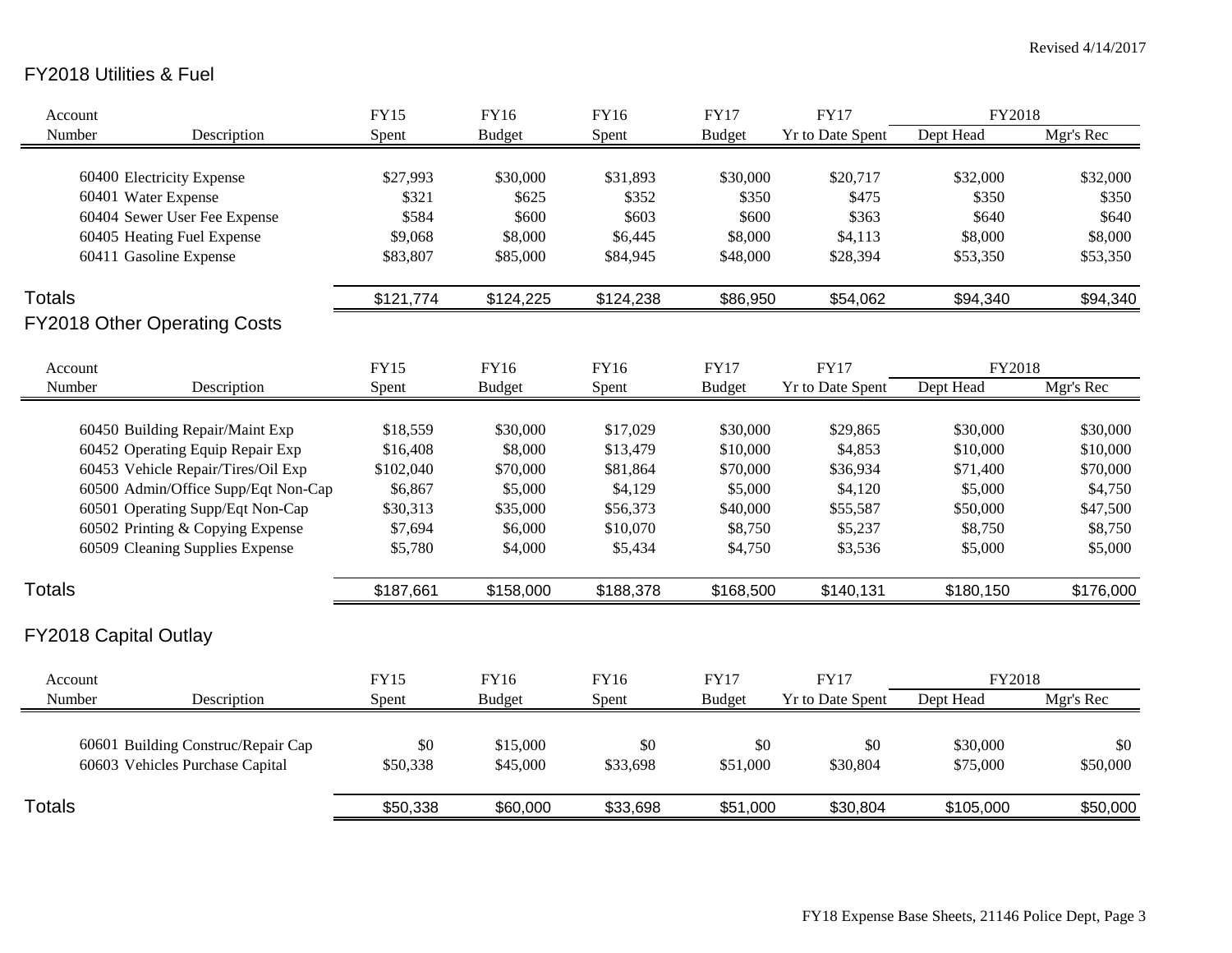Revised 4/14/2017

## FY2018 Utilities & Fuel

| Account Number | Description | FY15 Spent | FY16 Budget | FY16 Spent | FY17 Budget | FY17 Yr to Date Spent | FY2018 Dept Head | FY2018 Mgr's Rec |
|---|---|---|---|---|---|---|---|---|
| 60400 | Electricity Expense | $27,993 | $30,000 | $31,893 | $30,000 | $20,717 | $32,000 | $32,000 |
| 60401 | Water Expense | $321 | $625 | $352 | $350 | $475 | $350 | $350 |
| 60404 | Sewer User Fee Expense | $584 | $600 | $603 | $600 | $363 | $640 | $640 |
| 60405 | Heating Fuel Expense | $9,068 | $8,000 | $6,445 | $8,000 | $4,113 | $8,000 | $8,000 |
| 60411 | Gasoline Expense | $83,807 | $85,000 | $84,945 | $48,000 | $28,394 | $53,350 | $53,350 |
| **Totals** | | $121,774 | $124,225 | $124,238 | $86,950 | $54,062 | $94,340 | $94,340 |

## FY2018 Other Operating Costs

| Account Number | Description | FY15 Spent | FY16 Budget | FY16 Spent | FY17 Budget | FY17 Yr to Date Spent | FY2018 Dept Head | FY2018 Mgr's Rec |
|---|---|---|---|---|---|---|---|---|
| 60450 | Building Repair/Maint Exp | $18,559 | $30,000 | $17,029 | $30,000 | $29,865 | $30,000 | $30,000 |
| 60452 | Operating Equip Repair Exp | $16,408 | $8,000 | $13,479 | $10,000 | $4,853 | $10,000 | $10,000 |
| 60453 | Vehicle Repair/Tires/Oil Exp | $102,040 | $70,000 | $81,864 | $70,000 | $36,934 | $71,400 | $70,000 |
| 60500 | Admin/Office Supp/Eqt Non-Cap | $6,867 | $5,000 | $4,129 | $5,000 | $4,120 | $5,000 | $4,750 |
| 60501 | Operating Supp/Eqt Non-Cap | $30,313 | $35,000 | $56,373 | $40,000 | $55,587 | $50,000 | $47,500 |
| 60502 | Printing & Copying Expense | $7,694 | $6,000 | $10,070 | $8,750 | $5,237 | $8,750 | $8,750 |
| 60509 | Cleaning Supplies Expense | $5,780 | $4,000 | $5,434 | $4,750 | $3,536 | $5,000 | $5,000 |
| **Totals** | | $187,661 | $158,000 | $188,378 | $168,500 | $140,131 | $180,150 | $176,000 |

## FY2018 Capital Outlay

| Account Number | Description | FY15 Spent | FY16 Budget | FY16 Spent | FY17 Budget | FY17 Yr to Date Spent | FY2018 Dept Head | FY2018 Mgr's Rec |
|---|---|---|---|---|---|---|---|---|
| 60601 | Building Construc/Repair Cap | $0 | $15,000 | $0 | $0 | $0 | $30,000 | $0 |
| 60603 | Vehicles Purchase Capital | $50,338 | $45,000 | $33,698 | $51,000 | $30,804 | $75,000 | $50,000 |
| **Totals** | | $50,338 | $60,000 | $33,698 | $51,000 | $30,804 | $105,000 | $50,000 |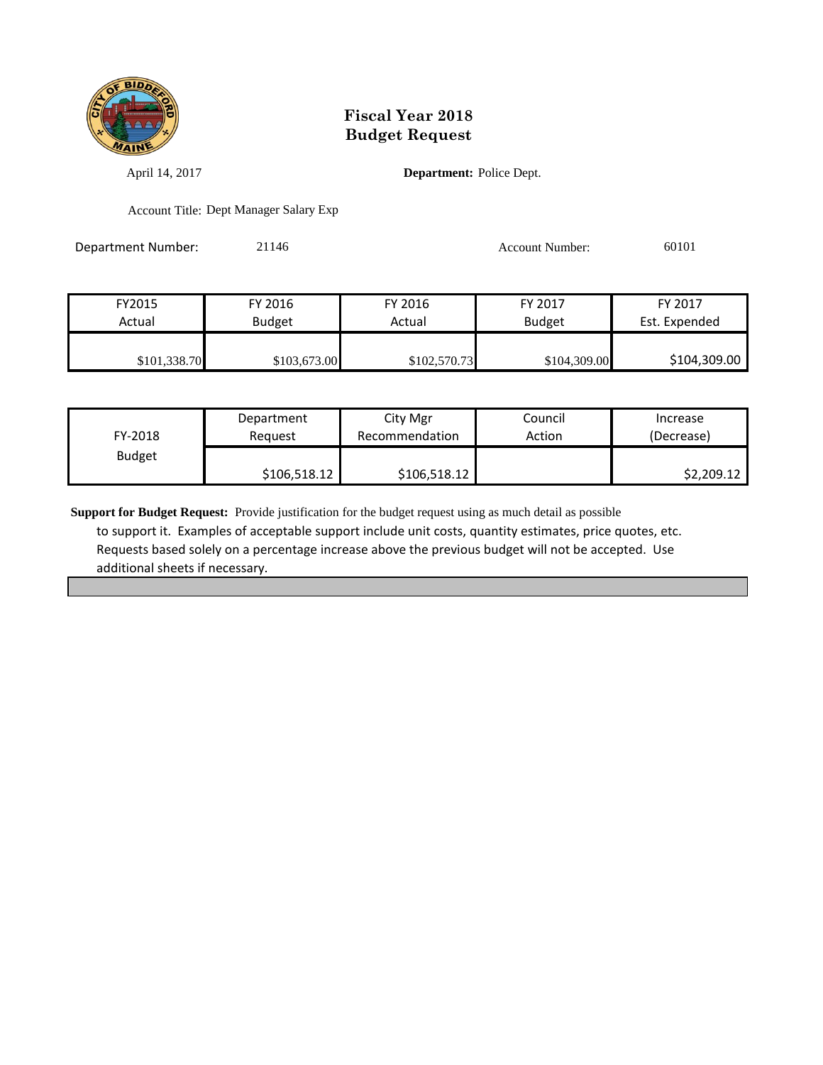# Fiscal Year 2018
# Budget Request

April 14, 2017

**Department:** Police Dept.

Account Title: Dept Manager Salary Exp

Department Number: 21146

Account Number: 60101

| FY2015 Actual | FY 2016 Budget | FY 2016 Actual | FY 2017 Budget | FY 2017 Est. Expended |
|---|---|---|---|---|
| $101,338.70 | $103,673.00 | $102,570.73 | $104,309.00 | $104,309.00 |

| FY-2018 Budget | Department Request | City Mgr Recommendation | Council Action | Increase (Decrease) |
|---|---|---|---|---|
| | $106,518.12 | $106,518.12 | | $2,209.12 |

**Support for Budget Request:** Provide justification for the budget request using as much detail as possible to support it. Examples of acceptable support include unit costs, quantity estimates, price quotes, etc. Requests based solely on a percentage increase above the previous budget will not be accepted. Use additional sheets if necessary.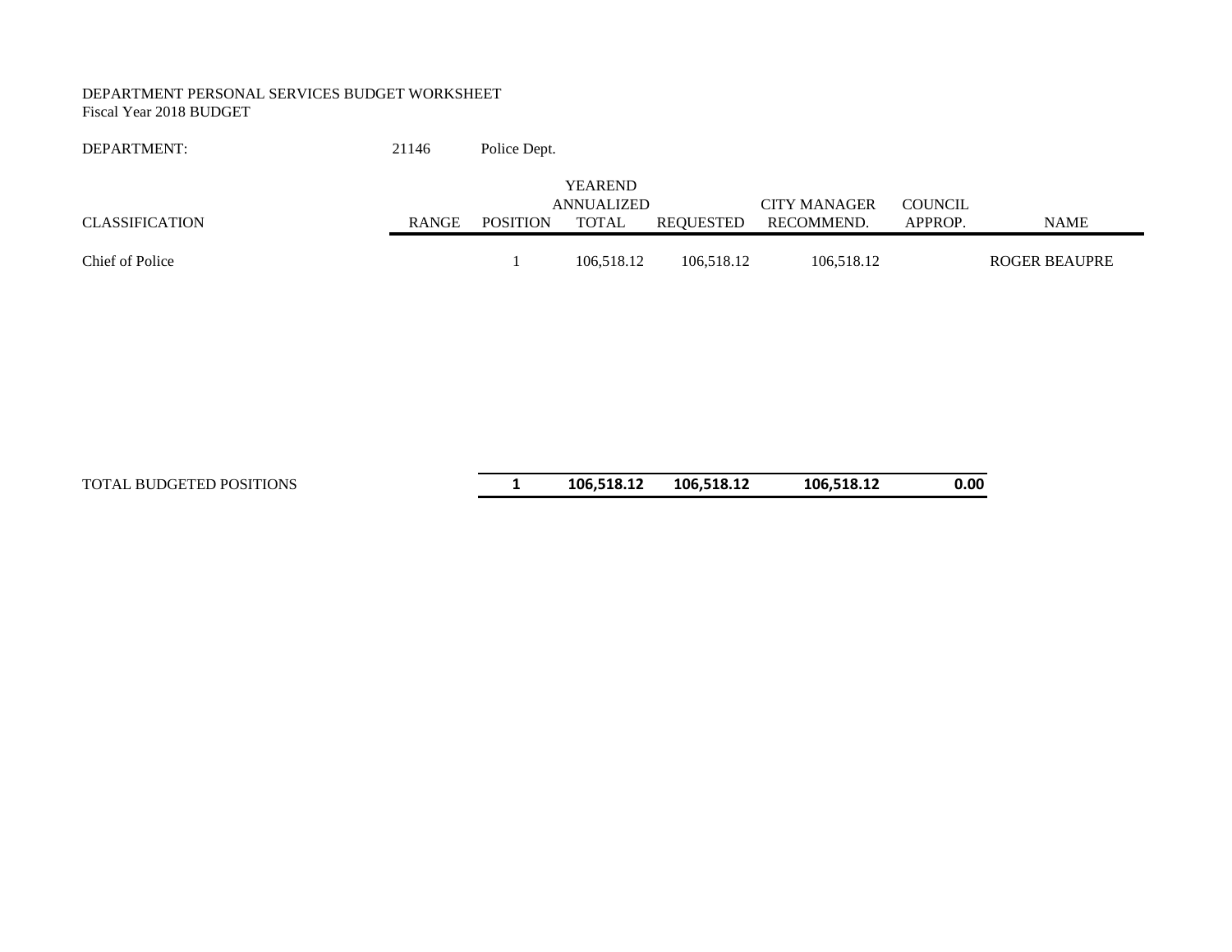DEPARTMENT PERSONAL SERVICES BUDGET WORKSHEET
Fiscal Year 2018 BUDGET

DEPARTMENT: 21146 Police Dept.

| CLASSIFICATION | RANGE | POSITION | YEAREND ANNUALIZED TOTAL | REQUESTED | CITY MANAGER RECOMMEND. | COUNCIL APPROP. | NAME |
|---|---|---|---|---|---|---|---|
| Chief of Police | | 1 | 106,518.12 | 106,518.12 | 106,518.12 | | ROGER BEAUPRE |
| TOTAL BUDGETED POSITIONS | | **1** | **106,518.12** | **106,518.12** | **106,518.12** | **0.00** | |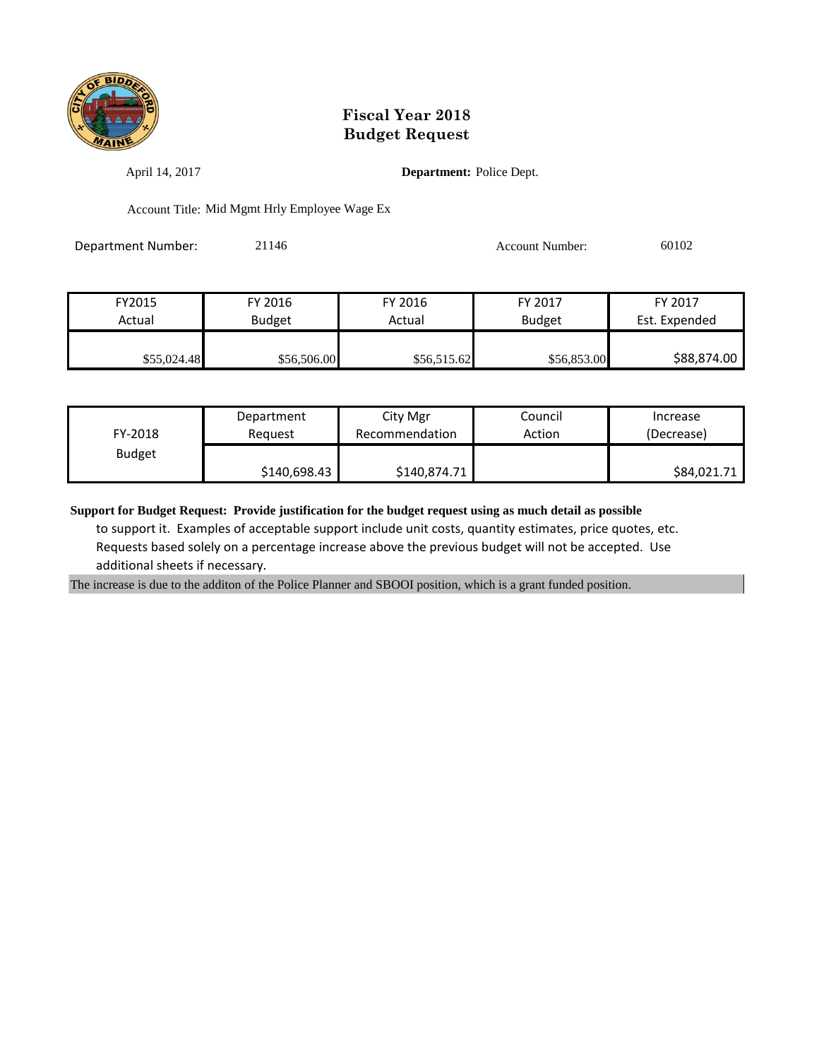# Fiscal Year 2018
# Budget Request

April 14, 2017

**Department:** Police Dept.

Account Title: Mid Mgmt Hrly Employee Wage Ex

Department Number: 21146

Account Number: 60102

| FY2015 Actual | FY 2016 Budget | FY 2016 Actual | FY 2017 Budget | FY 2017 Est. Expended |
|---|---|---|---|---|
| $55,024.48 | $56,506.00 | $56,515.62 | $56,853.00 | $88,874.00 |

| FY-2018 Budget | Department Request | City Mgr Recommendation | Council Action | Increase (Decrease) |
|---|---|---|---|---|
| | $140,698.43 | $140,874.71 | | $84,021.71 |

**Support for Budget Request: Provide justification for the budget request using as much detail as possible** to support it. Examples of acceptable support include unit costs, quantity estimates, price quotes, etc. Requests based solely on a percentage increase above the previous budget will not be accepted. Use additional sheets if necessary.

The increase is due to the additon of the Police Planner and SBOOI position, which is a grant funded position.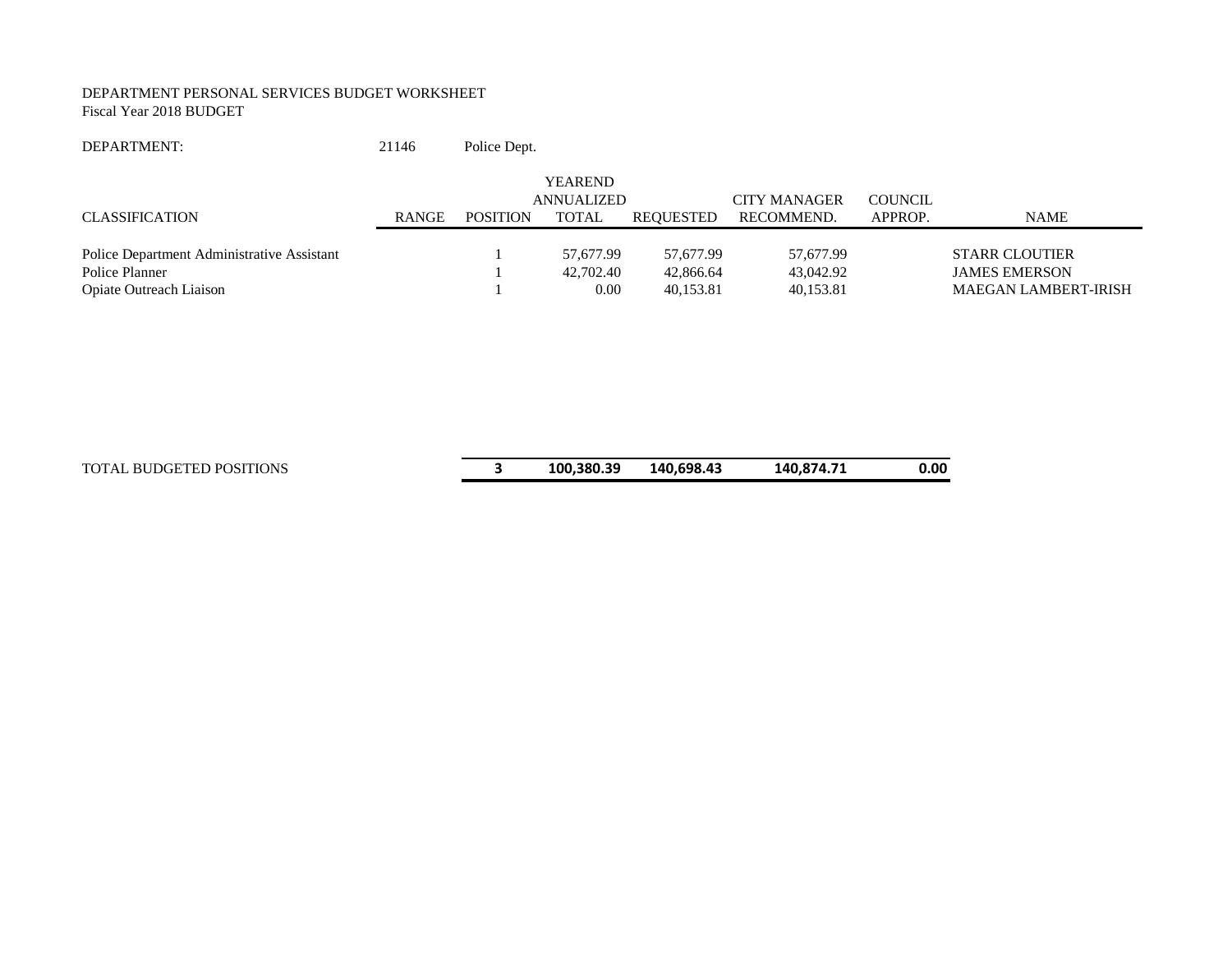DEPARTMENT PERSONAL SERVICES BUDGET WORKSHEET
Fiscal Year 2018 BUDGET

DEPARTMENT: 21146 Police Dept.

| CLASSIFICATION | RANGE | POSITION | YEAREND ANNUALIZED TOTAL | REQUESTED | CITY MANAGER RECOMMEND. | COUNCIL APPROP. | NAME |
|---|---|---|---|---|---|---|---|
| Police Department Administrative Assistant | | 1 | 57,677.99 | 57,677.99 | 57,677.99 | | STARR CLOUTIER |
| Police Planner | | 1 | 42,702.40 | 42,866.64 | 43,042.92 | | JAMES EMERSON |
| Opiate Outreach Liaison | | 1 | 0.00 | 40,153.81 | 40,153.81 | | MAEGAN LAMBERT-IRISH |
| TOTAL BUDGETED POSITIONS | | **3** | **100,380.39** | **140,698.43** | **140,874.71** | **0.00** | |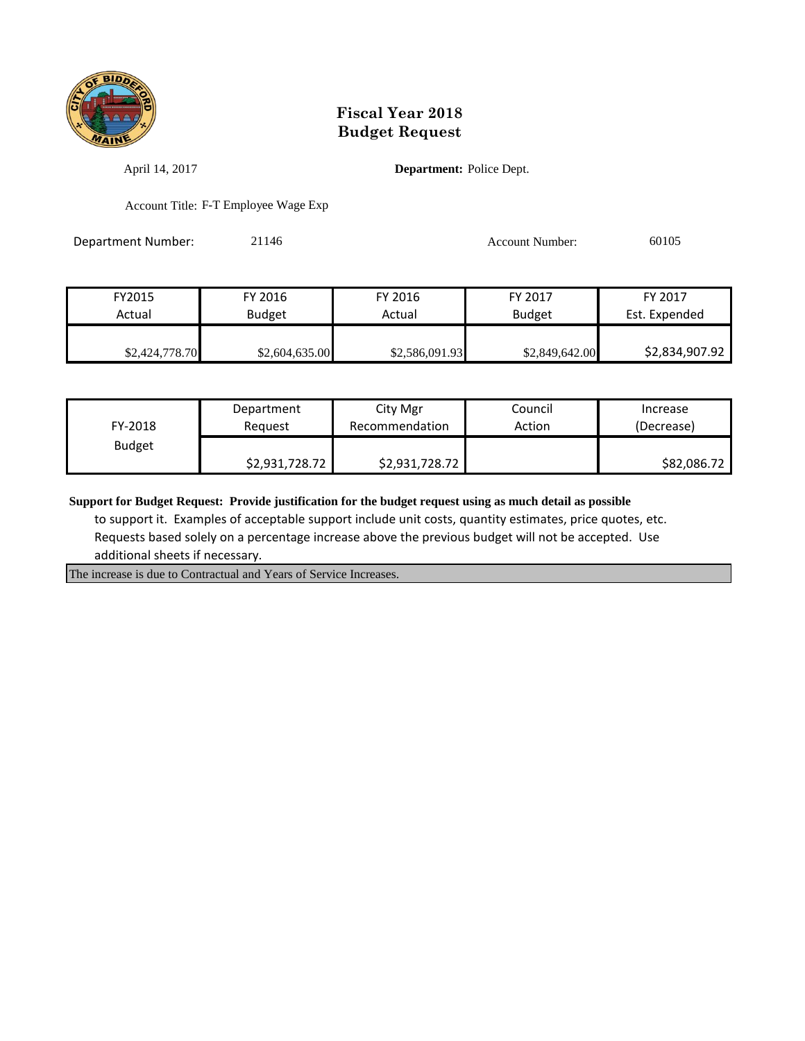# Fiscal Year 2018
# Budget Request

April 14, 2017

**Department:** Police Dept.

Account Title: F-T Employee Wage Exp

Department Number: 21146

Account Number: 60105

| FY2015 Actual | FY 2016 Budget | FY 2016 Actual | FY 2017 Budget | FY 2017 Est. Expended |
|---|---|---|---|---|
| $2,424,778.70 | $2,604,635.00 | $2,586,091.93 | $2,849,642.00 | $2,834,907.92 |

| FY-2018 Budget | Department Request | City Mgr Recommendation | Council Action | Increase (Decrease) |
|---|---|---|---|---|
| | $2,931,728.72 | $2,931,728.72 | | $82,086.72 |

**Support for Budget Request: Provide justification for the budget request using as much detail as possible** to support it. Examples of acceptable support include unit costs, quantity estimates, price quotes, etc. Requests based solely on a percentage increase above the previous budget will not be accepted. Use additional sheets if necessary.

The increase is due to Contractual and Years of Service Increases.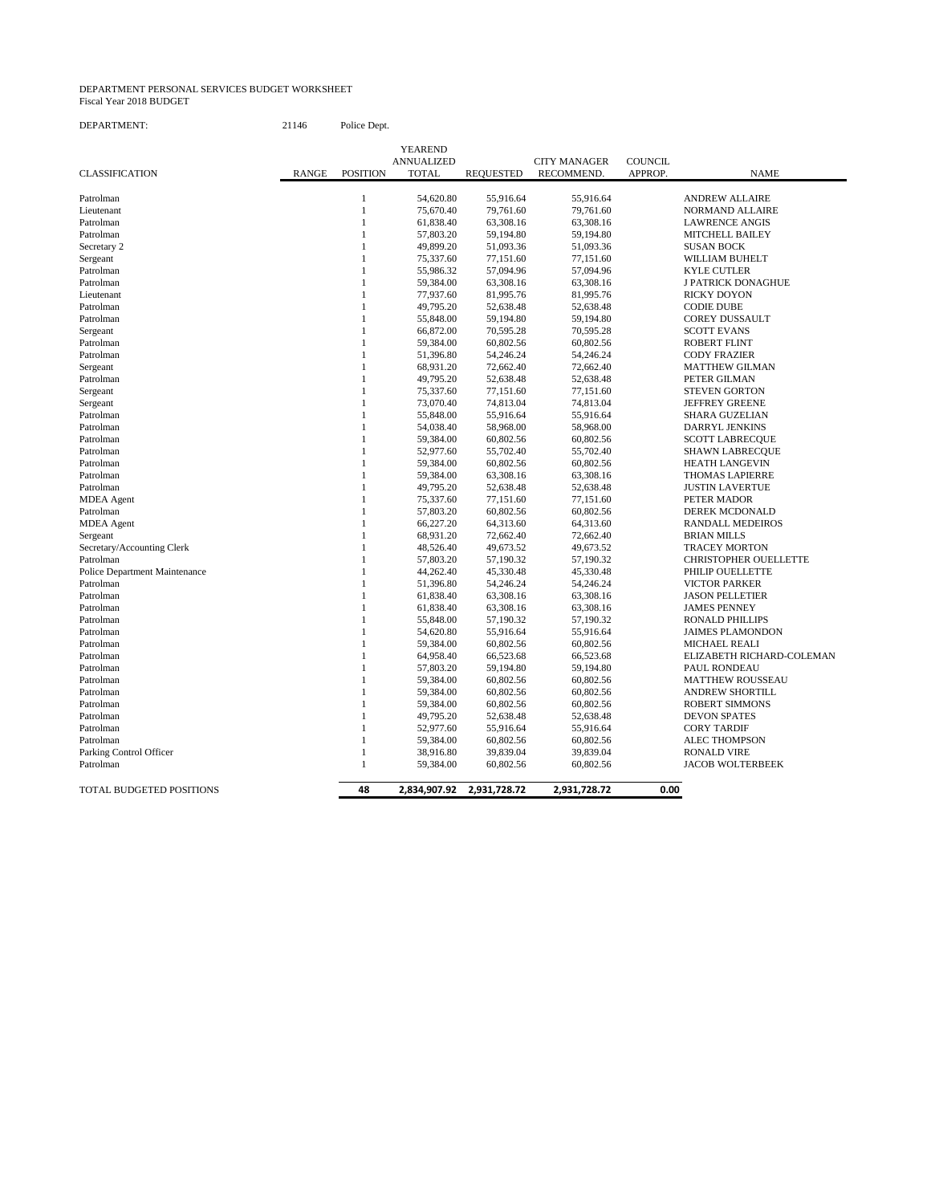DEPARTMENT PERSONAL SERVICES BUDGET WORKSHEET
Fiscal Year 2018 BUDGET

DEPARTMENT: 21146 Police Dept.

| CLASSIFICATION | RANGE | POSITION | YEAREND ANNUALIZED TOTAL | REQUESTED | CITY MANAGER RECOMMEND. | COUNCIL APPROP. | NAME |
|---|---|---|---|---|---|---|---|
| Patrolman | | 1 | 54,620.80 | 55,916.64 | 55,916.64 | | ANDREW ALLAIRE |
| Lieutenant | | 1 | 75,670.40 | 79,761.60 | 79,761.60 | | NORMAND ALLAIRE |
| Patrolman | | 1 | 61,838.40 | 63,308.16 | 63,308.16 | | LAWRENCE ANGIS |
| Patrolman | | 1 | 57,803.20 | 59,194.80 | 59,194.80 | | MITCHELL BAILEY |
| Secretary 2 | | 1 | 49,899.20 | 51,093.36 | 51,093.36 | | SUSAN BOCK |
| Sergeant | | 1 | 75,337.60 | 77,151.60 | 77,151.60 | | WILLIAM BUHELT |
| Patrolman | | 1 | 55,986.32 | 57,094.96 | 57,094.96 | | KYLE CUTLER |
| Patrolman | | 1 | 59,384.00 | 63,308.16 | 63,308.16 | | J PATRICK DONAGHUE |
| Lieutenant | | 1 | 77,937.60 | 81,995.76 | 81,995.76 | | RICKY DOYON |
| Patrolman | | 1 | 49,795.20 | 52,638.48 | 52,638.48 | | CODIE DUBE |
| Patrolman | | 1 | 55,848.00 | 59,194.80 | 59,194.80 | | COREY DUSSAULT |
| Sergeant | | 1 | 66,872.00 | 70,595.28 | 70,595.28 | | SCOTT EVANS |
| Patrolman | | 1 | 59,384.00 | 60,802.56 | 60,802.56 | | ROBERT FLINT |
| Patrolman | | 1 | 51,396.80 | 54,246.24 | 54,246.24 | | CODY FRAZIER |
| Sergeant | | 1 | 68,931.20 | 72,662.40 | 72,662.40 | | MATTHEW GILMAN |
| Patrolman | | 1 | 49,795.20 | 52,638.48 | 52,638.48 | | PETER GILMAN |
| Sergeant | | 1 | 75,337.60 | 77,151.60 | 77,151.60 | | STEVEN GORTON |
| Sergeant | | 1 | 73,070.40 | 74,813.04 | 74,813.04 | | JEFFREY GREENE |
| Patrolman | | 1 | 55,848.00 | 55,916.64 | 55,916.64 | | SHARA GUZELIAN |
| Patrolman | | 1 | 54,038.40 | 58,968.00 | 58,968.00 | | DARRYL JENKINS |
| Patrolman | | 1 | 59,384.00 | 60,802.56 | 60,802.56 | | SCOTT LABRECQUE |
| Patrolman | | 1 | 52,977.60 | 55,702.40 | 55,702.40 | | SHAWN LABRECQUE |
| Patrolman | | 1 | 59,384.00 | 60,802.56 | 60,802.56 | | HEATH LANGEVIN |
| Patrolman | | 1 | 59,384.00 | 63,308.16 | 63,308.16 | | THOMAS LAPIERRE |
| Patrolman | | 1 | 49,795.20 | 52,638.48 | 52,638.48 | | JUSTIN LAVERTUE |
| MDEA Agent | | 1 | 75,337.60 | 77,151.60 | 77,151.60 | | PETER MADOR |
| Patrolman | | 1 | 57,803.20 | 60,802.56 | 60,802.56 | | DEREK MCDONALD |
| MDEA Agent | | 1 | 66,227.20 | 64,313.60 | 64,313.60 | | RANDALL MEDEIROS |
| Sergeant | | 1 | 68,931.20 | 72,662.40 | 72,662.40 | | BRIAN MILLS |
| Secretary/Accounting Clerk | | 1 | 48,526.40 | 49,673.52 | 49,673.52 | | TRACEY MORTON |
| Patrolman | | 1 | 57,803.20 | 57,190.32 | 57,190.32 | | CHRISTOPHER OUELLETTE |
| Police Department Maintenance | | 1 | 44,262.40 | 45,330.48 | 45,330.48 | | PHILIP OUELLETTE |
| Patrolman | | 1 | 51,396.80 | 54,246.24 | 54,246.24 | | VICTOR PARKER |
| Patrolman | | 1 | 61,838.40 | 63,308.16 | 63,308.16 | | JASON PELLETIER |
| Patrolman | | 1 | 61,838.40 | 63,308.16 | 63,308.16 | | JAMES PENNEY |
| Patrolman | | 1 | 55,848.00 | 57,190.32 | 57,190.32 | | RONALD PHILLIPS |
| Patrolman | | 1 | 54,620.80 | 55,916.64 | 55,916.64 | | JAIMES PLAMONDON |
| Patrolman | | 1 | 59,384.00 | 60,802.56 | 60,802.56 | | MICHAEL REALI |
| Patrolman | | 1 | 64,958.40 | 66,523.68 | 66,523.68 | | ELIZABETH RICHARD-COLEMAN |
| Patrolman | | 1 | 57,803.20 | 59,194.80 | 59,194.80 | | PAUL RONDEAU |
| Patrolman | | 1 | 59,384.00 | 60,802.56 | 60,802.56 | | MATTHEW ROUSSEAU |
| Patrolman | | 1 | 59,384.00 | 60,802.56 | 60,802.56 | | ANDREW SHORTILL |
| Patrolman | | 1 | 59,384.00 | 60,802.56 | 60,802.56 | | ROBERT SIMMONS |
| Patrolman | | 1 | 49,795.20 | 52,638.48 | 52,638.48 | | DEVON SPATES |
| Patrolman | | 1 | 52,977.60 | 55,916.64 | 55,916.64 | | CORY TARDIF |
| Patrolman | | 1 | 59,384.00 | 60,802.56 | 60,802.56 | | ALEC THOMPSON |
| Parking Control Officer | | 1 | 38,916.80 | 39,839.04 | 39,839.04 | | RONALD VIRE |
| Patrolman | | 1 | 59,384.00 | 60,802.56 | 60,802.56 | | JACOB WOLTERBEEK |
| TOTAL BUDGETED POSITIONS | | **48** | **2,834,907.92** | **2,931,728.72** | **2,931,728.72** | **0.00** | |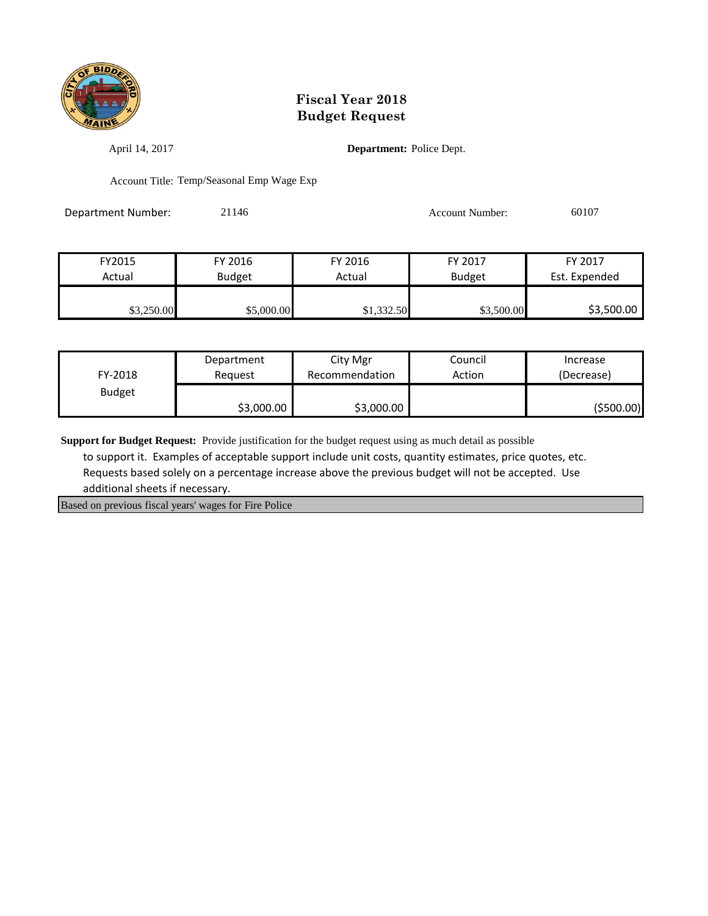# Fiscal Year 2018
# Budget Request

April 14, 2017 **Department:** Police Dept.

Account Title: Temp/Seasonal Emp Wage Exp

Department Number: 21146 Account Number: 60107

| FY2015 Actual | FY 2016 Budget | FY 2016 Actual | FY 2017 Budget | FY 2017 Est. Expended |
|---|---|---|---|---|
| $3,250.00 | $5,000.00 | $1,332.50 | $3,500.00 | $3,500.00 |

| FY-2018 Budget | Department Request | City Mgr Recommendation | Council Action | Increase (Decrease) |
|---|---|---|---|---|
| | $3,000.00 | $3,000.00 | | ($500.00) |

**Support for Budget Request:** Provide justification for the budget request using as much detail as possible to support it. Examples of acceptable support include unit costs, quantity estimates, price quotes, etc. Requests based solely on a percentage increase above the previous budget will not be accepted. Use additional sheets if necessary.

Based on previous fiscal years' wages for Fire Police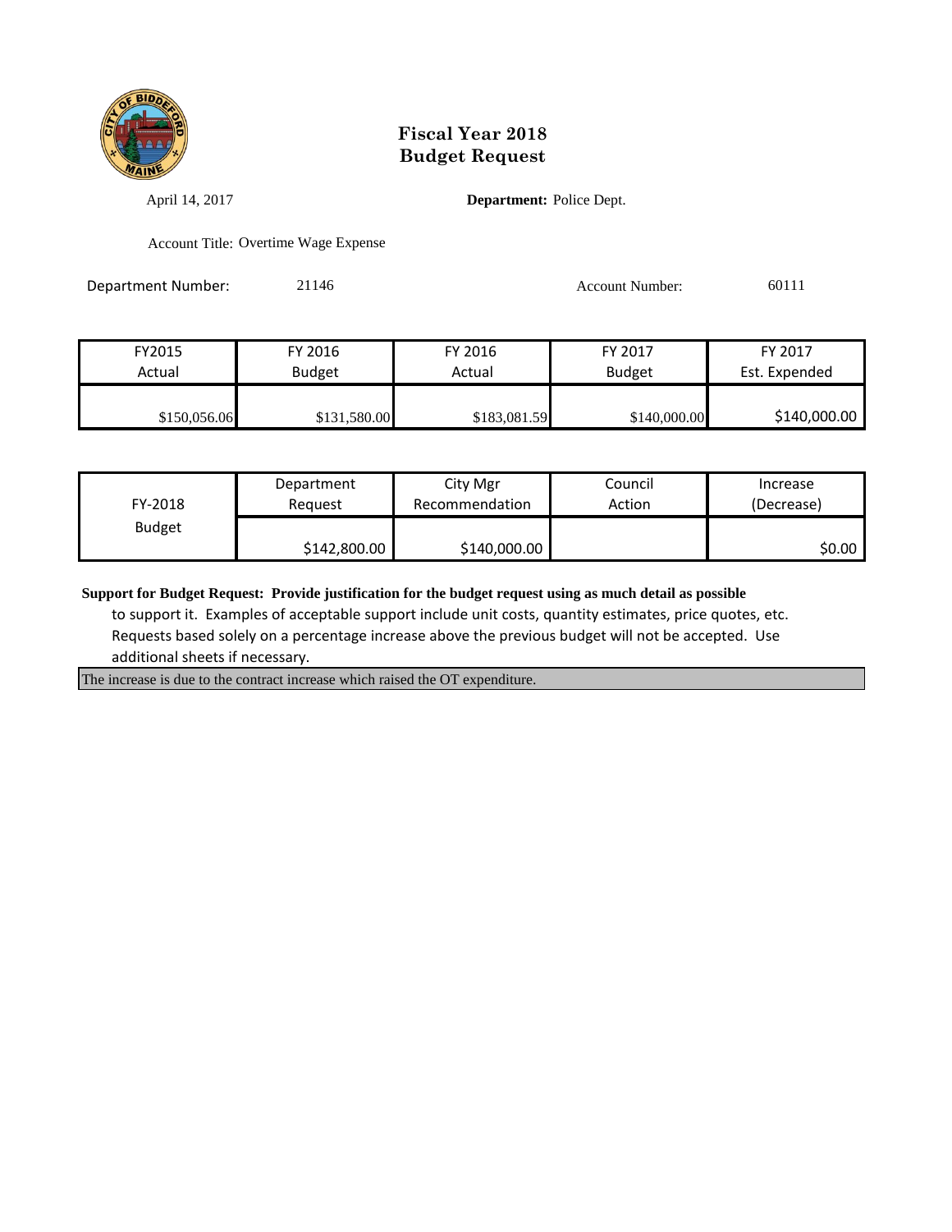# Fiscal Year 2018
# Budget Request

April 14, 2017

**Department:** Police Dept.

Account Title: Overtime Wage Expense

Department Number: 21146

Account Number: 60111

| FY2015 Actual | FY 2016 Budget | FY 2016 Actual | FY 2017 Budget | FY 2017 Est. Expended |
|---|---|---|---|---|
| $150,056.06 | $131,580.00 | $183,081.59 | $140,000.00 | $140,000.00 |

| FY-2018 Budget | Department Request | City Mgr Recommendation | Council Action | Increase (Decrease) |
|---|---|---|---|---|
| | $142,800.00 | $140,000.00 | | $0.00 |

**Support for Budget Request: Provide justification for the budget request using as much detail as possible** to support it. Examples of acceptable support include unit costs, quantity estimates, price quotes, etc. Requests based solely on a percentage increase above the previous budget will not be accepted. Use additional sheets if necessary.

The increase is due to the contract increase which raised the OT expenditure.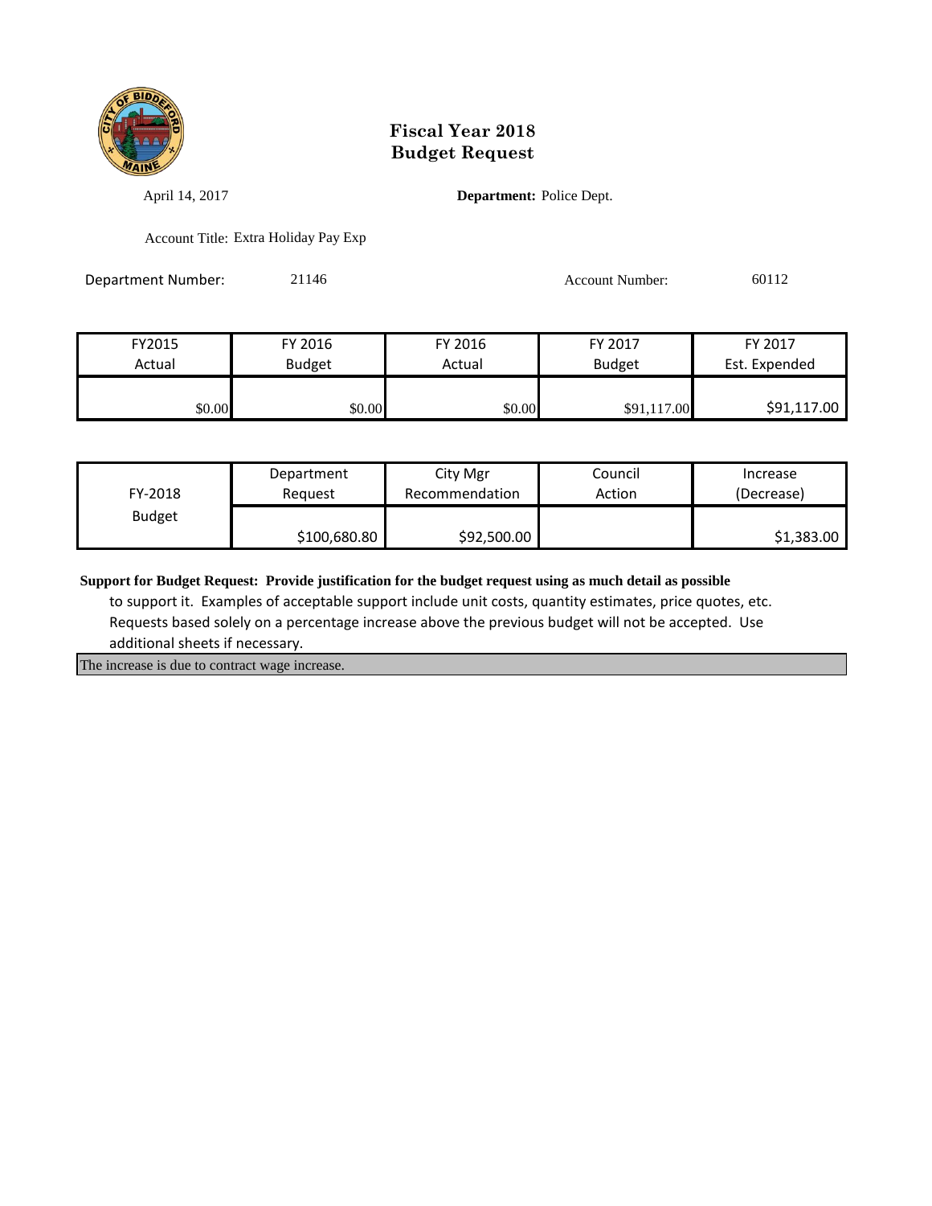# Fiscal Year 2018
# Budget Request

April 14, 2017

**Department:** Police Dept.

Account Title: Extra Holiday Pay Exp

Department Number: 21146

Account Number: 60112

| FY2015 Actual | FY 2016 Budget | FY 2016 Actual | FY 2017 Budget | FY 2017 Est. Expended |
|---|---|---|---|---|
| $0.00 | $0.00 | $0.00 | $91,117.00 | $91,117.00 |

| FY-2018 Budget | Department Request | City Mgr Recommendation | Council Action | Increase (Decrease) |
|---|---|---|---|---|
| | $100,680.80 | $92,500.00 | | $1,383.00 |

**Support for Budget Request: Provide justification for the budget request using as much detail as possible** to support it. Examples of acceptable support include unit costs, quantity estimates, price quotes, etc. Requests based solely on a percentage increase above the previous budget will not be accepted. Use additional sheets if necessary.

The increase is due to contract wage increase.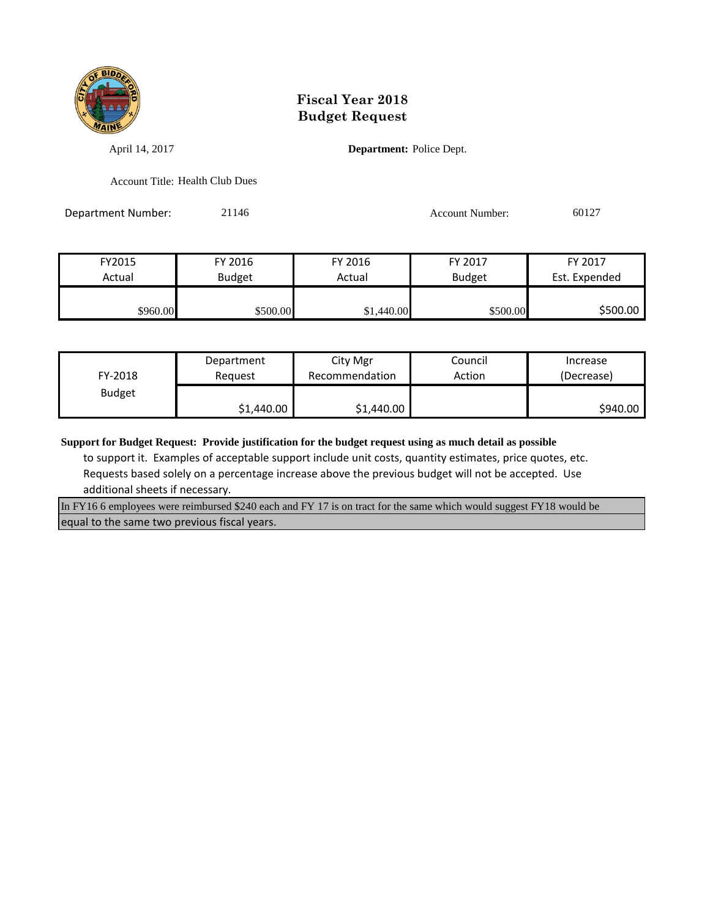# Fiscal Year 2018
# Budget Request

April 14, 2017

**Department:** Police Dept.

Account Title: Health Club Dues

Department Number: 21146

Account Number: 60127

| FY2015 Actual | FY 2016 Budget | FY 2016 Actual | FY 2017 Budget | FY 2017 Est. Expended |
|---|---|---|---|---|
| $960.00 | $500.00 | $1,440.00 | $500.00 | $500.00 |

| FY-2018 Budget | Department Request | City Mgr Recommendation | Council Action | Increase (Decrease) |
|---|---|---|---|---|
| | $1,440.00 | $1,440.00 | | $940.00 |

**Support for Budget Request: Provide justification for the budget request using as much detail as possible** to support it. Examples of acceptable support include unit costs, quantity estimates, price quotes, etc. Requests based solely on a percentage increase above the previous budget will not be accepted. Use additional sheets if necessary.

In FY16 6 employees were reimbursed $240 each and FY 17 is on tract for the same which would suggest FY18 would be equal to the same two previous fiscal years.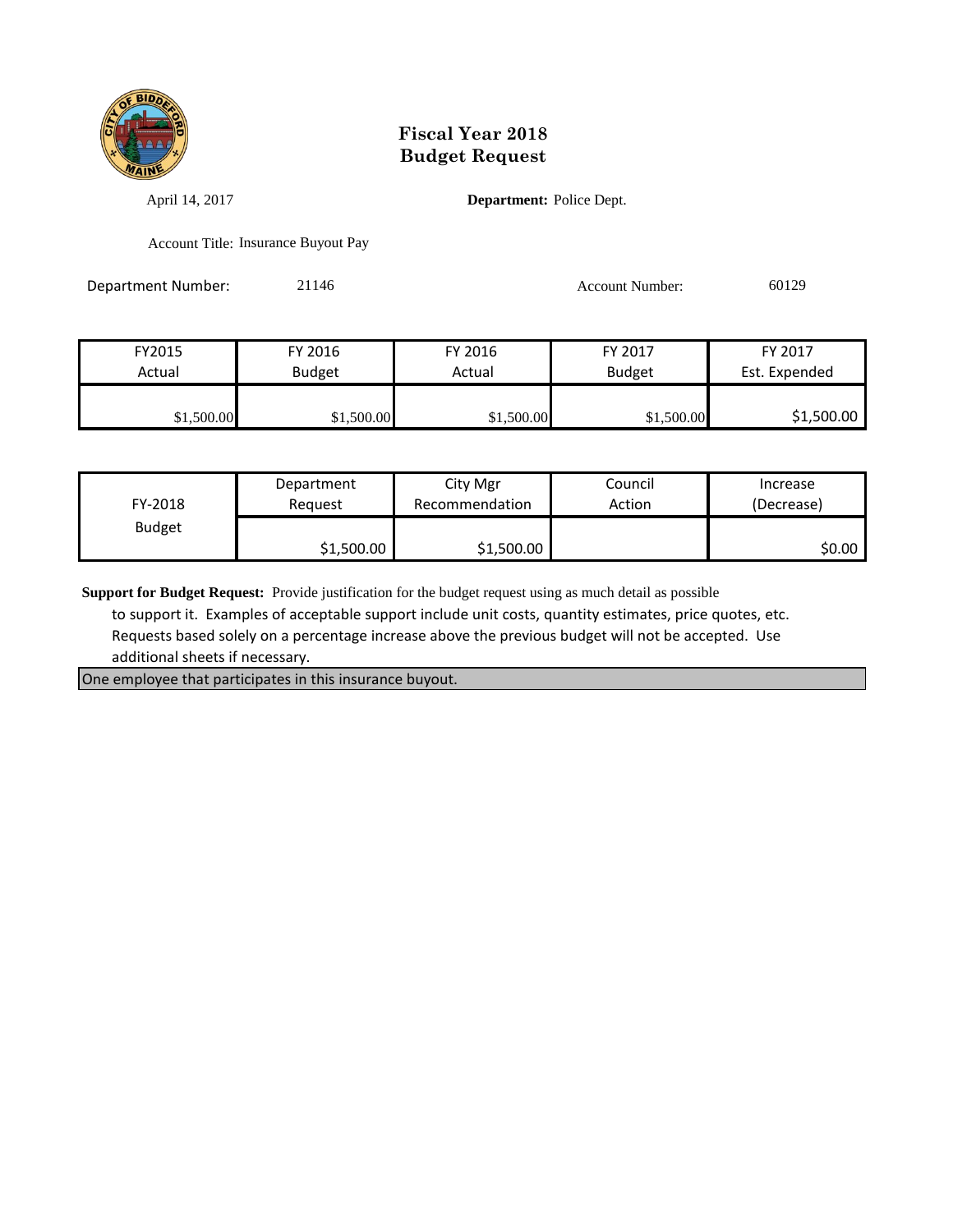# Fiscal Year 2018
# Budget Request

April 14, 2017

**Department:** Police Dept.

Account Title: Insurance Buyout Pay

Department Number: 21146

Account Number: 60129

| FY2015 Actual | FY 2016 Budget | FY 2016 Actual | FY 2017 Budget | FY 2017 Est. Expended |
|---|---|---|---|---|
| $1,500.00 | $1,500.00 | $1,500.00 | $1,500.00 | $1,500.00 |

| FY-2018 Budget | Department Request | City Mgr Recommendation | Council Action | Increase (Decrease) |
|---|---|---|---|---|
| | $1,500.00 | $1,500.00 | | $0.00 |

**Support for Budget Request:** Provide justification for the budget request using as much detail as possible to support it. Examples of acceptable support include unit costs, quantity estimates, price quotes, etc. Requests based solely on a percentage increase above the previous budget will not be accepted. Use additional sheets if necessary.

One employee that participates in this insurance buyout.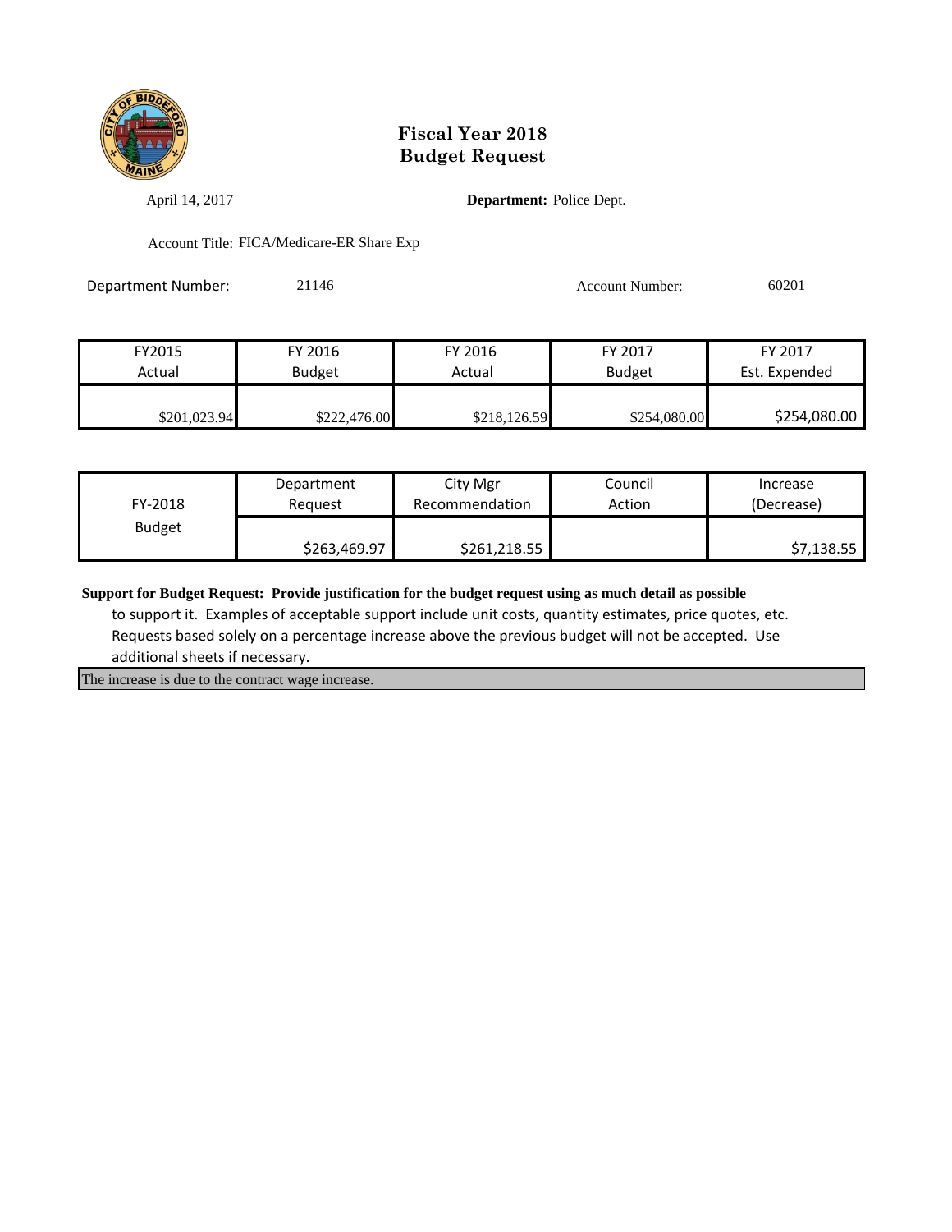# Fiscal Year 2018
# Budget Request

April 14, 2017

**Department:** Police Dept.

Account Title: FICA/Medicare-ER Share Exp

Department Number: 21146

Account Number: 60201

| FY2015 Actual | FY 2016 Budget | FY 2016 Actual | FY 2017 Budget | FY 2017 Est. Expended |
|---|---|---|---|---|
| $201,023.94 | $222,476.00 | $218,126.59 | $254,080.00 | $254,080.00 |

| FY-2018 Budget | Department Request | City Mgr Recommendation | Council Action | Increase (Decrease) |
|---|---|---|---|---|
| | $263,469.97 | $261,218.55 | | $7,138.55 |

**Support for Budget Request: Provide justification for the budget request using as much detail as possible** to support it. Examples of acceptable support include unit costs, quantity estimates, price quotes, etc. Requests based solely on a percentage increase above the previous budget will not be accepted. Use additional sheets if necessary.

The increase is due to the contract wage increase.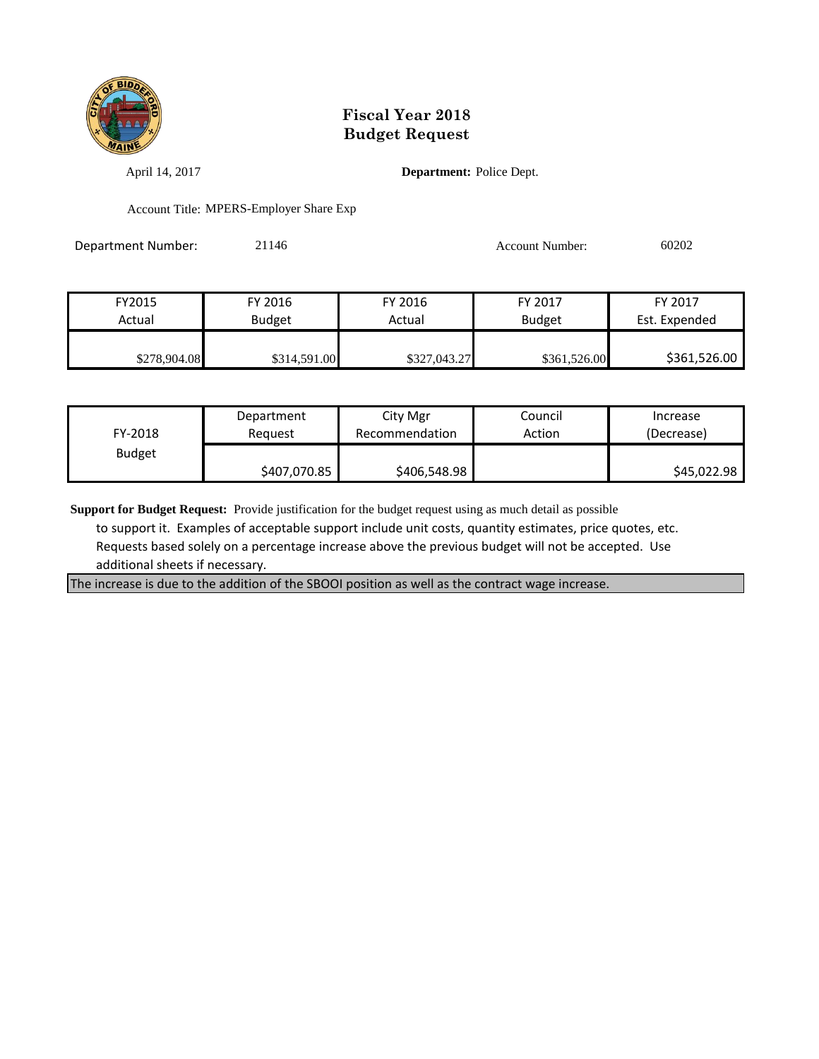# Fiscal Year 2018
# Budget Request

April 14, 2017

**Department:** Police Dept.

Account Title: MPERS-Employer Share Exp

Department Number: 21146

Account Number: 60202

| FY2015 Actual | FY 2016 Budget | FY 2016 Actual | FY 2017 Budget | FY 2017 Est. Expended |
|---|---|---|---|---|
| $278,904.08 | $314,591.00 | $327,043.27 | $361,526.00 | $361,526.00 |

| FY-2018 Budget | Department Request | City Mgr Recommendation | Council Action | Increase (Decrease) |
|---|---|---|---|---|
| | $407,070.85 | $406,548.98 | | $45,022.98 |

**Support for Budget Request:** Provide justification for the budget request using as much detail as possible to support it. Examples of acceptable support include unit costs, quantity estimates, price quotes, etc. Requests based solely on a percentage increase above the previous budget will not be accepted. Use additional sheets if necessary.

The increase is due to the addition of the SBOOI position as well as the contract wage increase.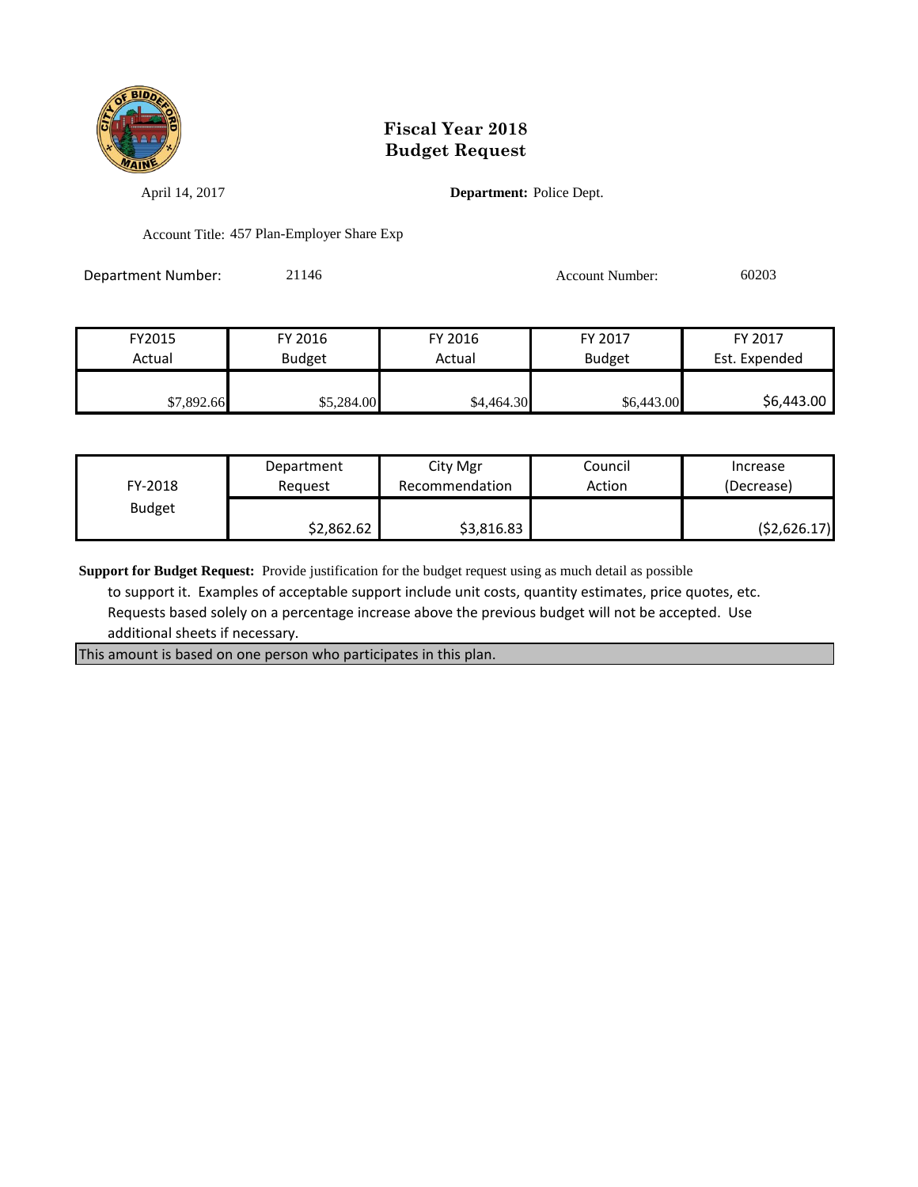# Fiscal Year 2018
# Budget Request

April 14, 2017

**Department:** Police Dept.

Account Title: 457 Plan-Employer Share Exp

Department Number: 21146

Account Number: 60203

| FY2015 Actual | FY 2016 Budget | FY 2016 Actual | FY 2017 Budget | FY 2017 Est. Expended |
|---|---|---|---|---|
| $7,892.66 | $5,284.00 | $4,464.30 | $6,443.00 | $6,443.00 |

| FY-2018 Budget | Department Request | City Mgr Recommendation | Council Action | Increase (Decrease) |
|---|---|---|---|---|
| | $2,862.62 | $3,816.83 | | ($2,626.17) |

**Support for Budget Request:** Provide justification for the budget request using as much detail as possible to support it. Examples of acceptable support include unit costs, quantity estimates, price quotes, etc. Requests based solely on a percentage increase above the previous budget will not be accepted. Use additional sheets if necessary.

This amount is based on one person who participates in this plan.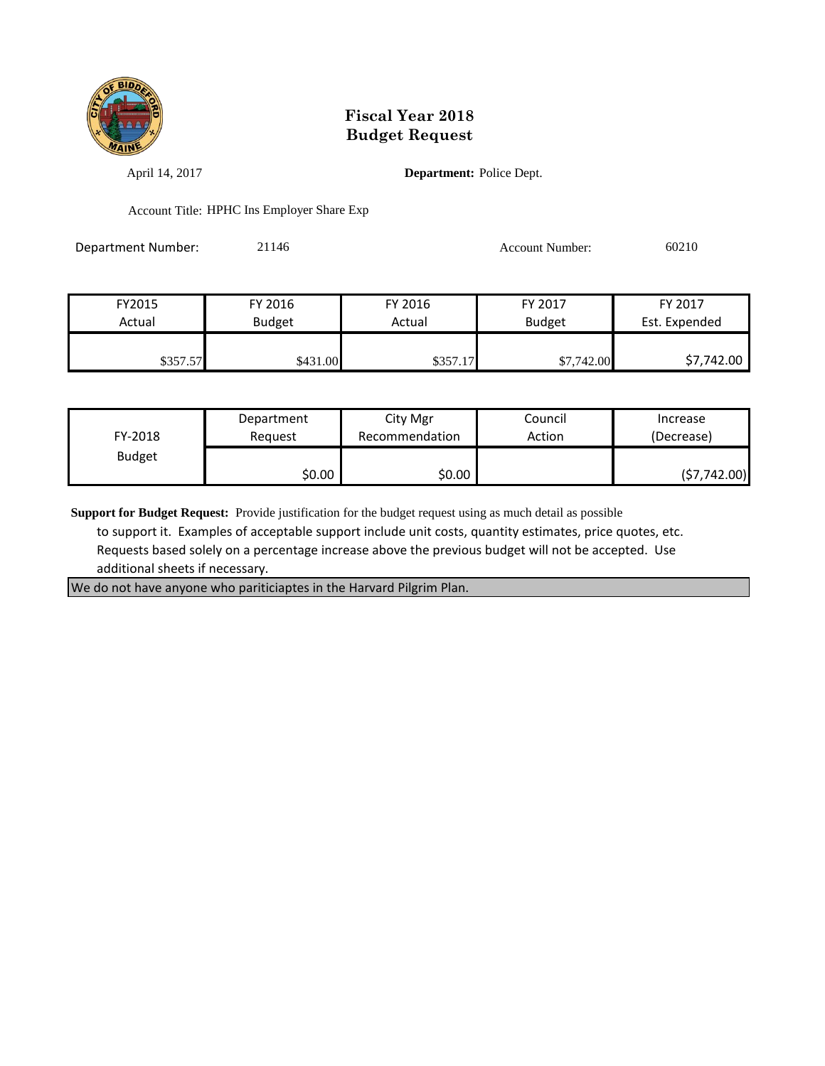# Fiscal Year 2018
# Budget Request

April 14, 2017

**Department:** Police Dept.

Account Title: HPHC Ins Employer Share Exp

Department Number: 21146

Account Number: 60210

| FY2015 Actual | FY 2016 Budget | FY 2016 Actual | FY 2017 Budget | FY 2017 Est. Expended |
|---|---|---|---|---|
| $357.57 | $431.00 | $357.17 | $7,742.00 | $7,742.00 |

| FY-2018 Budget | Department Request | City Mgr Recommendation | Council Action | Increase (Decrease) |
|---|---|---|---|---|
| | $0.00 | $0.00 | | ($7,742.00) |

**Support for Budget Request:** Provide justification for the budget request using as much detail as possible to support it. Examples of acceptable support include unit costs, quantity estimates, price quotes, etc. Requests based solely on a percentage increase above the previous budget will not be accepted. Use additional sheets if necessary.

We do not have anyone who pariticiaptes in the Harvard Pilgrim Plan.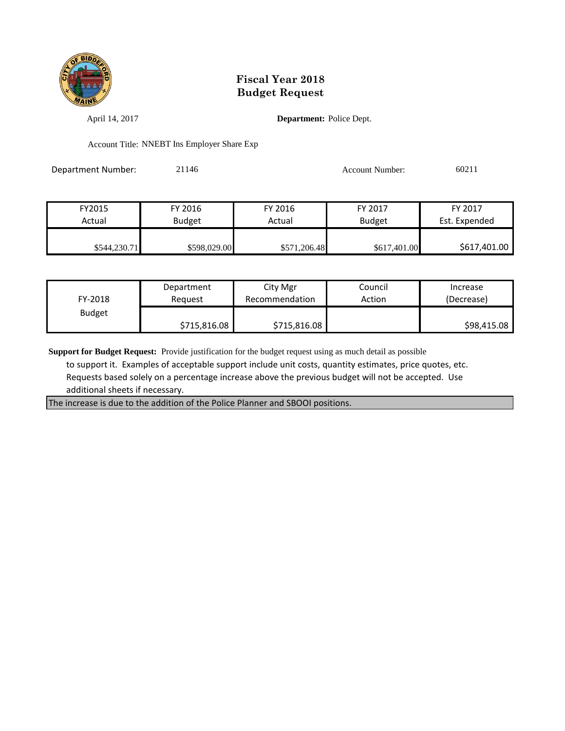# Fiscal Year 2018
# Budget Request

April 14, 2017

**Department:** Police Dept.

Account Title: NNEBT Ins Employer Share Exp

Department Number: 21146

Account Number: 60211

| FY2015 Actual | FY 2016 Budget | FY 2016 Actual | FY 2017 Budget | FY 2017 Est. Expended |
|---|---|---|---|---|
| $544,230.71 | $598,029.00 | $571,206.48 | $617,401.00 | $617,401.00 |

| FY-2018 Budget | Department Request | City Mgr Recommendation | Council Action | Increase (Decrease) |
|---|---|---|---|---|
| | $715,816.08 | $715,816.08 | | $98,415.08 |

**Support for Budget Request:** Provide justification for the budget request using as much detail as possible to support it. Examples of acceptable support include unit costs, quantity estimates, price quotes, etc. Requests based solely on a percentage increase above the previous budget will not be accepted. Use additional sheets if necessary.

The increase is due to the addition of the Police Planner and SBOOI positions.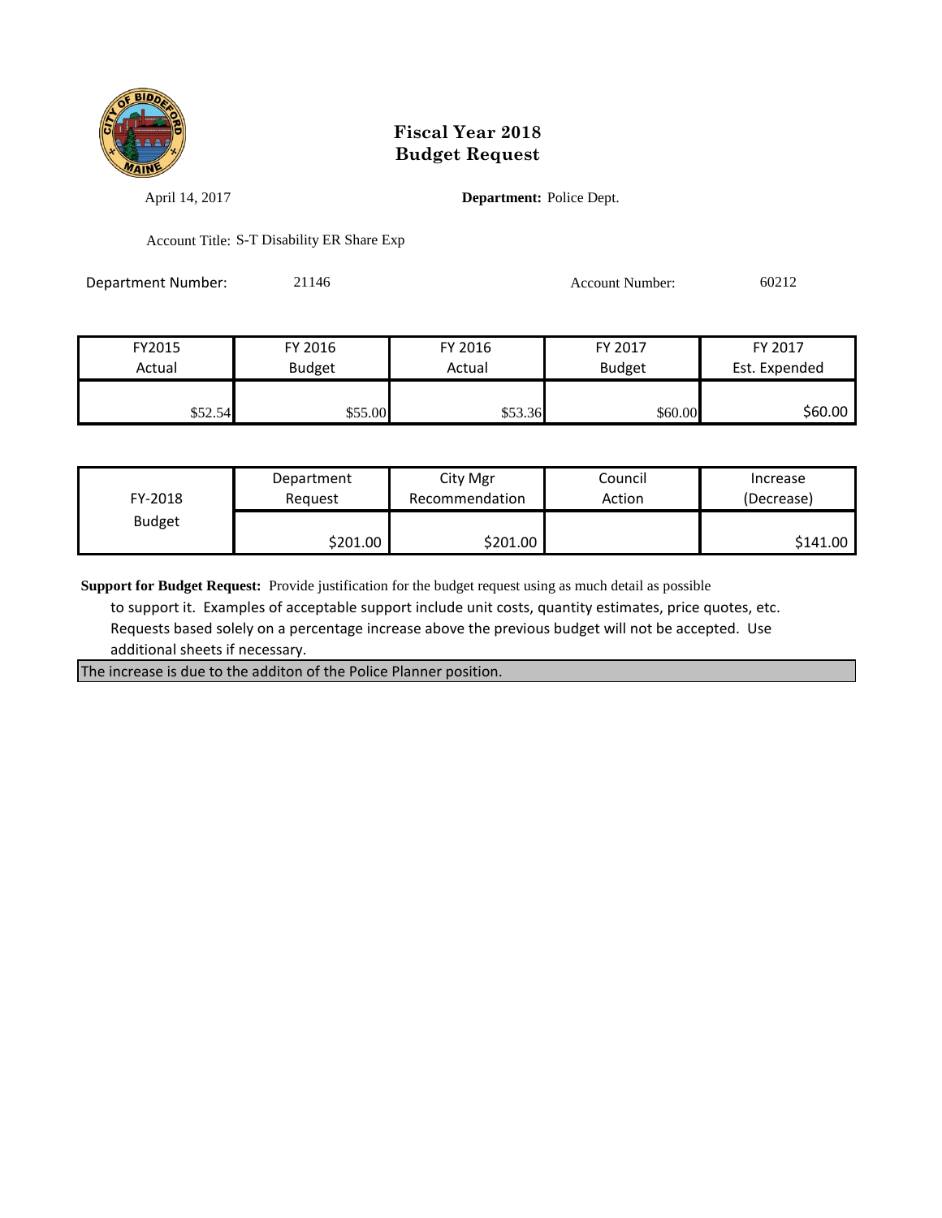# Fiscal Year 2018
# Budget Request

April 14, 2017

**Department:** Police Dept.

Account Title: S-T Disability ER Share Exp

Department Number: 21146

Account Number: 60212

| FY2015 Actual | FY 2016 Budget | FY 2016 Actual | FY 2017 Budget | FY 2017 Est. Expended |
|---|---|---|---|---|
| $52.54 | $55.00 | $53.36 | $60.00 | $60.00 |

| FY-2018 Budget | Department Request | City Mgr Recommendation | Council Action | Increase (Decrease) |
|---|---|---|---|---|
| | $201.00 | $201.00 | | $141.00 |

**Support for Budget Request:** Provide justification for the budget request using as much detail as possible to support it. Examples of acceptable support include unit costs, quantity estimates, price quotes, etc. Requests based solely on a percentage increase above the previous budget will not be accepted. Use additional sheets if necessary.

The increase is due to the additon of the Police Planner position.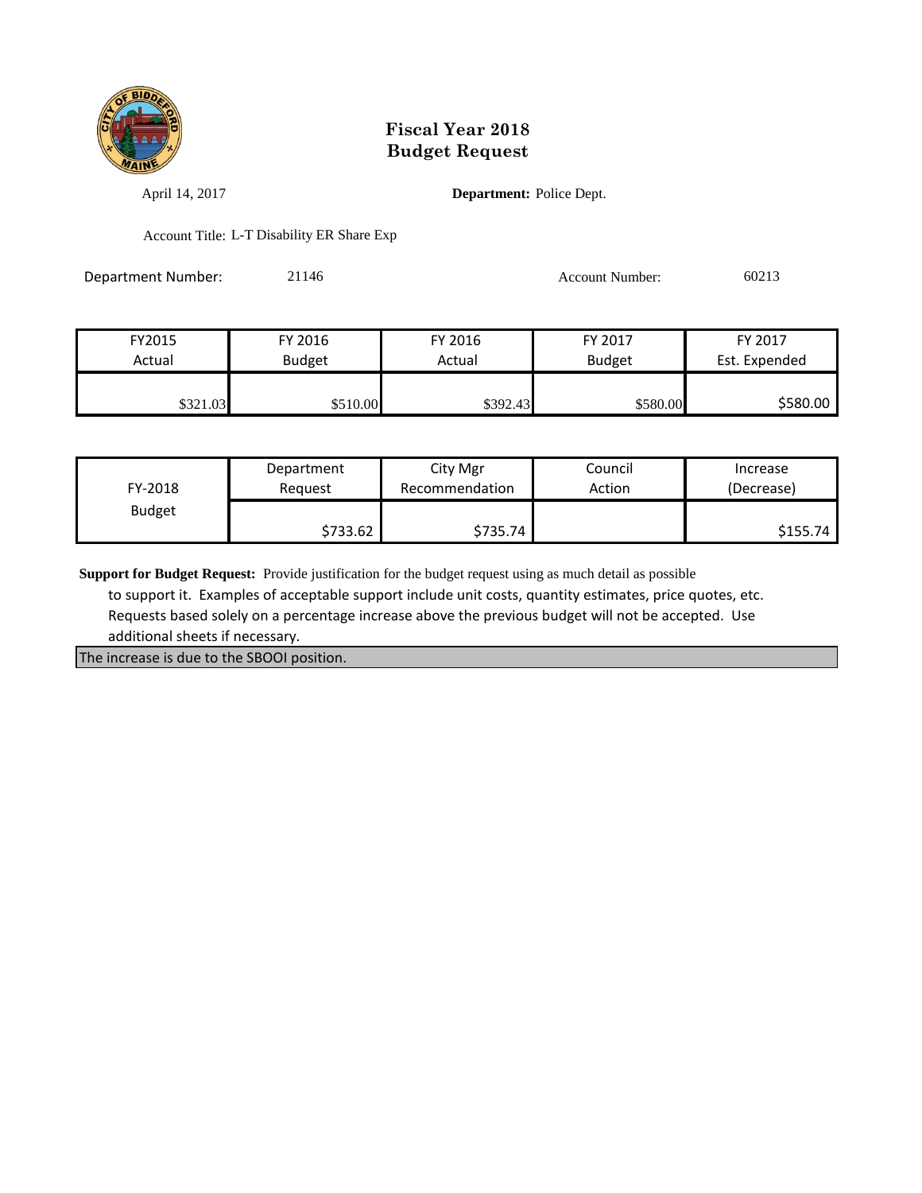# Fiscal Year 2018
# Budget Request

April 14, 2017

**Department:** Police Dept.

Account Title: L-T Disability ER Share Exp

Department Number: 21146

Account Number: 60213

| FY2015 Actual | FY 2016 Budget | FY 2016 Actual | FY 2017 Budget | FY 2017 Est. Expended |
|---|---|---|---|---|
| $321.03 | $510.00 | $392.43 | $580.00 | $580.00 |

| FY-2018 Budget | Department Request | City Mgr Recommendation | Council Action | Increase (Decrease) |
|---|---|---|---|---|
| | $733.62 | $735.74 | | $155.74 |

**Support for Budget Request:** Provide justification for the budget request using as much detail as possible to support it. Examples of acceptable support include unit costs, quantity estimates, price quotes, etc. Requests based solely on a percentage increase above the previous budget will not be accepted. Use additional sheets if necessary.

The increase is due to the SBOOI position.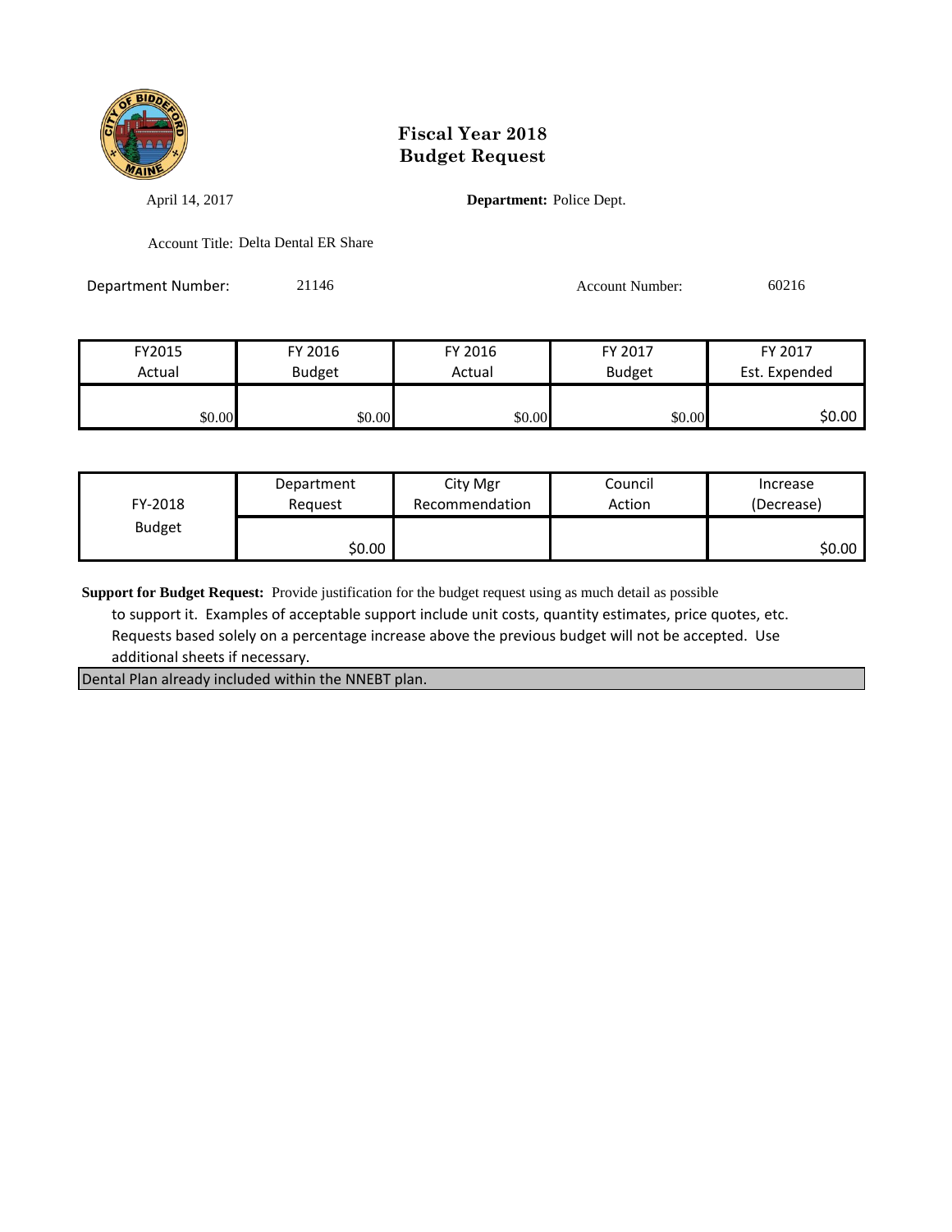# Fiscal Year 2018
# Budget Request

April 14, 2017

**Department:** Police Dept.

Account Title: Delta Dental ER Share

Department Number: 21146

Account Number: 60216

| FY2015 Actual | FY 2016 Budget | FY 2016 Actual | FY 2017 Budget | FY 2017 Est. Expended |
|---|---|---|---|---|
| $0.00 | $0.00 | $0.00 | $0.00 | $0.00 |

| FY-2018 Budget | Department Request | City Mgr Recommendation | Council Action | Increase (Decrease) |
|---|---|---|---|---|
| | $0.00 | | | $0.00 |

**Support for Budget Request:** Provide justification for the budget request using as much detail as possible to support it. Examples of acceptable support include unit costs, quantity estimates, price quotes, etc. Requests based solely on a percentage increase above the previous budget will not be accepted. Use additional sheets if necessary.

Dental Plan already included within the NNEBT plan.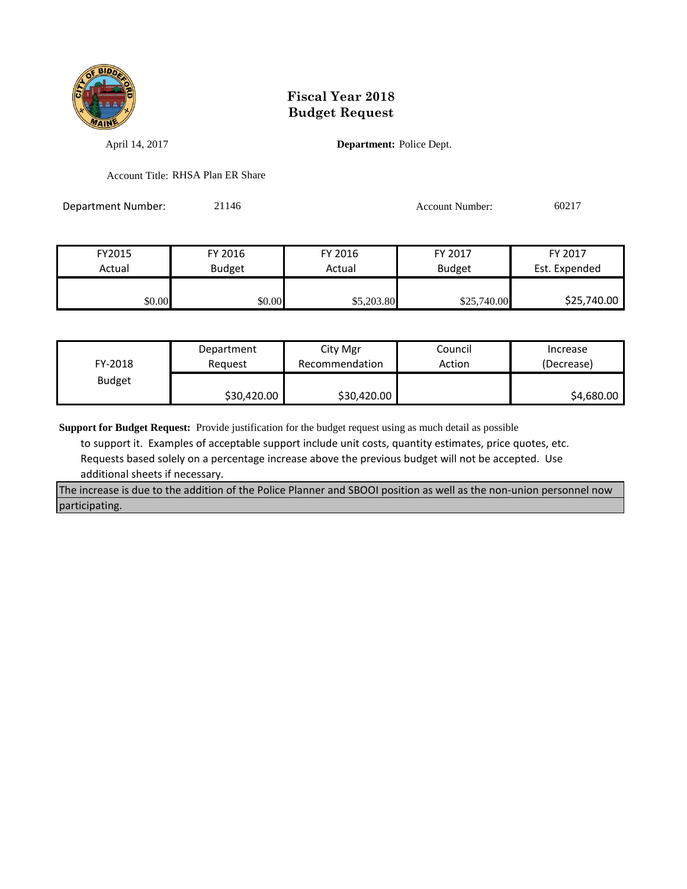# Fiscal Year 2018
# Budget Request

April 14, 2017

**Department:** Police Dept.

Account Title: RHSA Plan ER Share

Department Number: 21146

Account Number: 60217

| FY2015 Actual | FY 2016 Budget | FY 2016 Actual | FY 2017 Budget | FY 2017 Est. Expended |
|---|---|---|---|---|
| $0.00 | $0.00 | $5,203.80 | $25,740.00 | $25,740.00 |

| FY-2018 Budget | Department Request | City Mgr Recommendation | Council Action | Increase (Decrease) |
|---|---|---|---|---|
| | $30,420.00 | $30,420.00 | | $4,680.00 |

**Support for Budget Request:** Provide justification for the budget request using as much detail as possible to support it. Examples of acceptable support include unit costs, quantity estimates, price quotes, etc. Requests based solely on a percentage increase above the previous budget will not be accepted. Use additional sheets if necessary.

The increase is due to the addition of the Police Planner and SBOOI position as well as the non-union personnel now participating.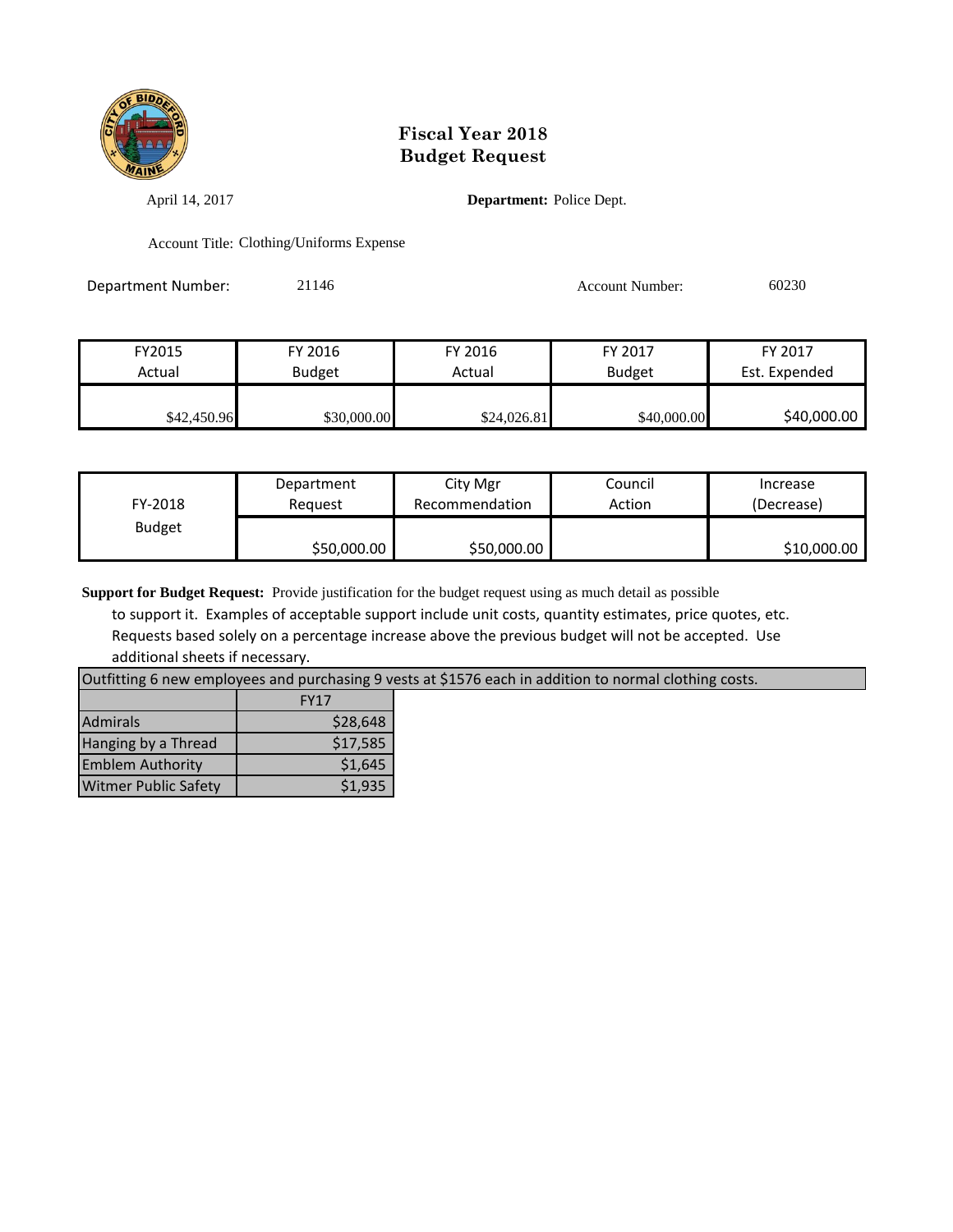# Fiscal Year 2018
# Budget Request

April 14, 2017

**Department:** Police Dept.

Account Title: Clothing/Uniforms Expense

Department Number: 21146

Account Number: 60230

| FY2015 Actual | FY 2016 Budget | FY 2016 Actual | FY 2017 Budget | FY 2017 Est. Expended |
|---|---|---|---|---|
| $42,450.96 | $30,000.00 | $24,026.81 | $40,000.00 | $40,000.00 |

| FY-2018 Budget | Department Request | City Mgr Recommendation | Council Action | Increase (Decrease) |
|---|---|---|---|---|
| | $50,000.00 | $50,000.00 | | $10,000.00 |

**Support for Budget Request:** Provide justification for the budget request using as much detail as possible to support it. Examples of acceptable support include unit costs, quantity estimates, price quotes, etc. Requests based solely on a percentage increase above the previous budget will not be accepted. Use additional sheets if necessary.

Outfitting 6 new employees and purchasing 9 vests at $1576 each in addition to normal clothing costs.

| | FY17 |
|---|---|
| Admirals | $28,648 |
| Hanging by a Thread | $17,585 |
| Emblem Authority | $1,645 |
| Witmer Public Safety | $1,935 |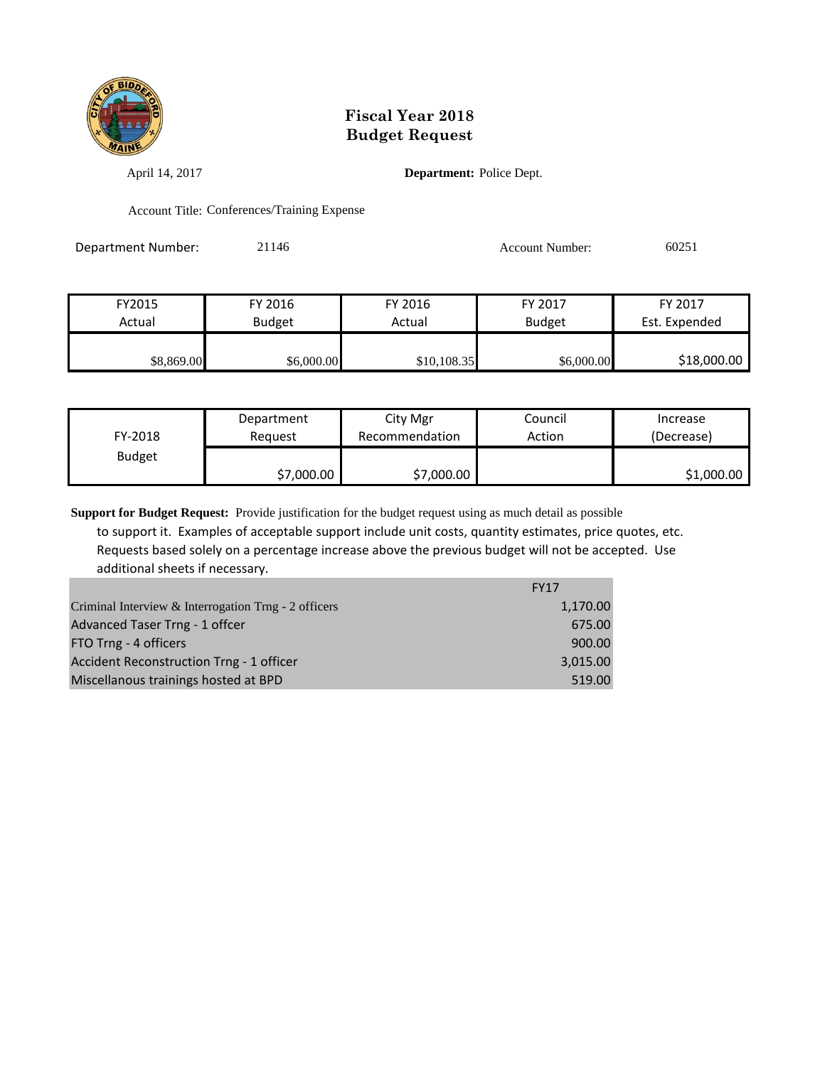# Fiscal Year 2018
# Budget Request

April 14, 2017 **Department:** Police Dept.

Account Title: Conferences/Training Expense

Department Number: 21146 Account Number: 60251

| FY2015 Actual | FY 2016 Budget | FY 2016 Actual | FY 2017 Budget | FY 2017 Est. Expended |
|---|---|---|---|---|
| $8,869.00 | $6,000.00 | $10,108.35 | $6,000.00 | $18,000.00 |

| FY-2018 Budget | Department Request | City Mgr Recommendation | Council Action | Increase (Decrease) |
|---|---|---|---|---|
| | $7,000.00 | $7,000.00 | | $1,000.00 |

**Support for Budget Request:** Provide justification for the budget request using as much detail as possible to support it. Examples of acceptable support include unit costs, quantity estimates, price quotes, etc. Requests based solely on a percentage increase above the previous budget will not be accepted. Use additional sheets if necessary.

| | FY17 |
|---|---|
| Criminal Interview & Interrogation Trng - 2 officers | 1,170.00 |
| Advanced Taser Trng - 1 offcer | 675.00 |
| FTO Trng - 4 officers | 900.00 |
| Accident Reconstruction Trng - 1 officer | 3,015.00 |
| Miscellanous trainings hosted at BPD | 519.00 |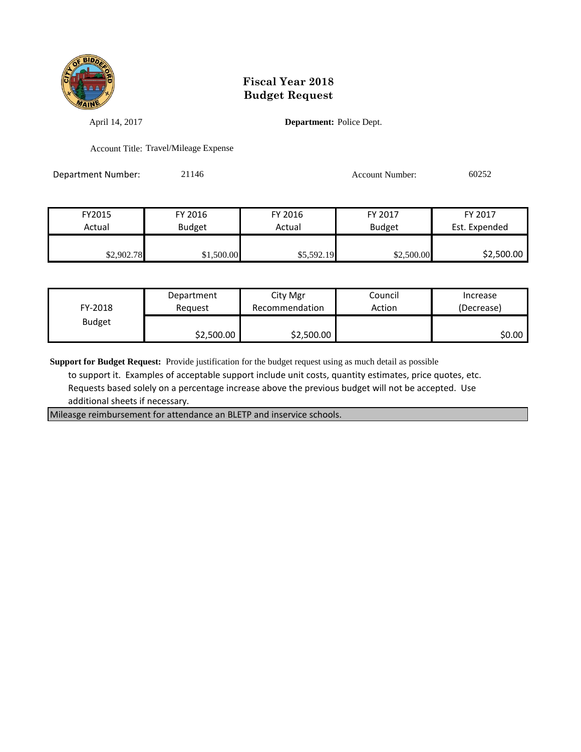# Fiscal Year 2018
# Budget Request

April 14, 2017

**Department:** Police Dept.

Account Title: Travel/Mileage Expense

Department Number: 21146

Account Number: 60252

| FY2015 Actual | FY 2016 Budget | FY 2016 Actual | FY 2017 Budget | FY 2017 Est. Expended |
|---|---|---|---|---|
| $2,902.78 | $1,500.00 | $5,592.19 | $2,500.00 | $2,500.00 |

| FY-2018 Budget | Department Request | City Mgr Recommendation | Council Action | Increase (Decrease) |
|---|---|---|---|---|
| | $2,500.00 | $2,500.00 | | $0.00 |

**Support for Budget Request:** Provide justification for the budget request using as much detail as possible to support it. Examples of acceptable support include unit costs, quantity estimates, price quotes, etc. Requests based solely on a percentage increase above the previous budget will not be accepted. Use additional sheets if necessary.

Mileasge reimbursement for attendance an BLETP and inservice schools.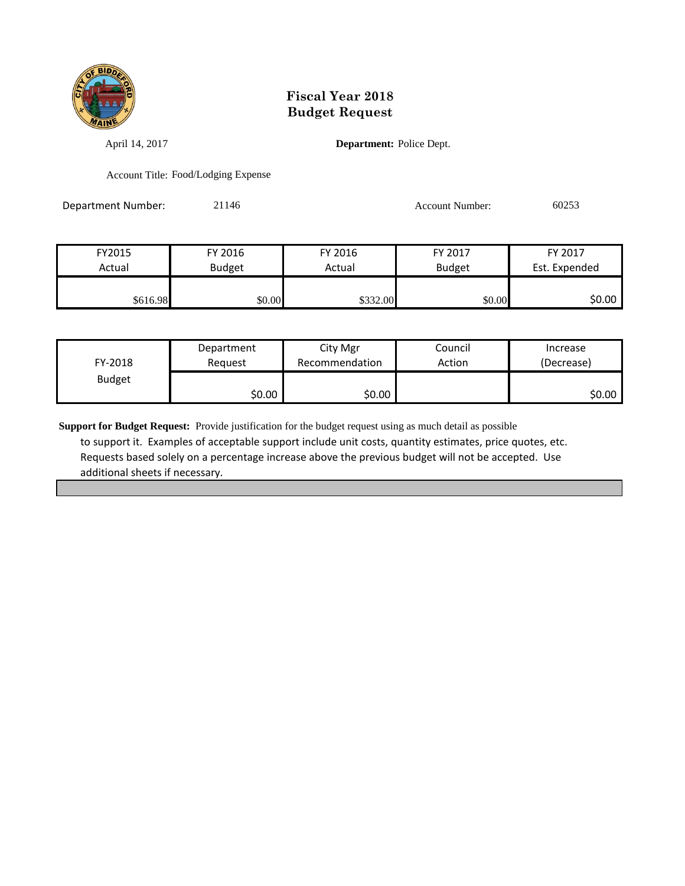# Fiscal Year 2018
# Budget Request

April 14, 2017

**Department:** Police Dept.

Account Title: Food/Lodging Expense

Department Number: 21146

Account Number: 60253

| FY2015 Actual | FY 2016 Budget | FY 2016 Actual | FY 2017 Budget | FY 2017 Est. Expended |
|---|---|---|---|---|
| $616.98 | $0.00 | $332.00 | $0.00 | $0.00 |

| FY-2018 Budget | Department Request | City Mgr Recommendation | Council Action | Increase (Decrease) |
|---|---|---|---|---|
| | $0.00 | $0.00 | | $0.00 |

**Support for Budget Request:** Provide justification for the budget request using as much detail as possible to support it. Examples of acceptable support include unit costs, quantity estimates, price quotes, etc. Requests based solely on a percentage increase above the previous budget will not be accepted. Use additional sheets if necessary.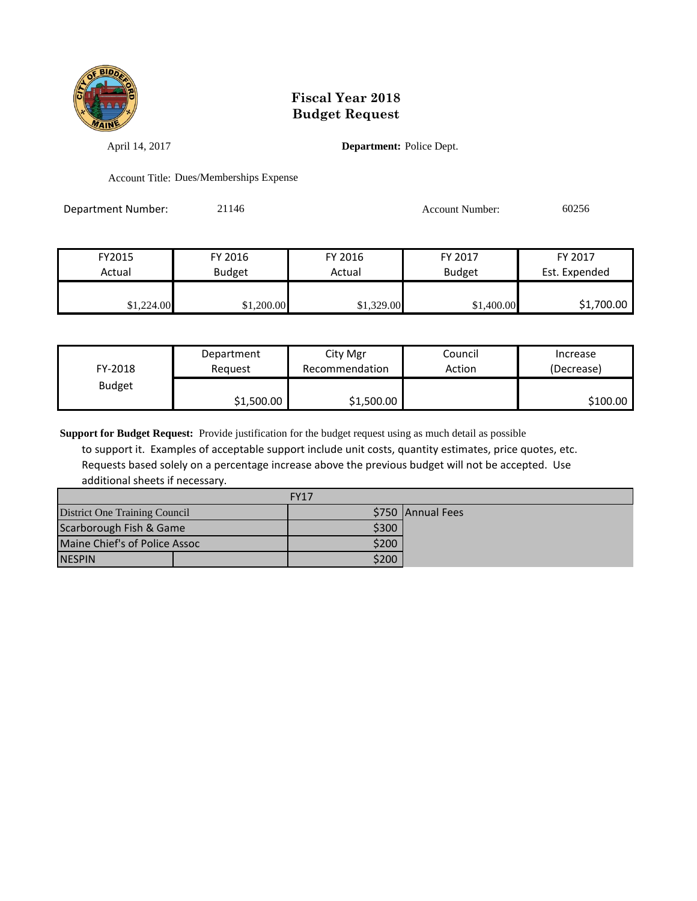# Fiscal Year 2018
# Budget Request

April 14, 2017

**Department:** Police Dept.

Account Title: Dues/Memberships Expense

Department Number: 21146

Account Number: 60256

| FY2015 Actual | FY 2016 Budget | FY 2016 Actual | FY 2017 Budget | FY 2017 Est. Expended |
|---|---|---|---|---|
| $1,224.00 | $1,200.00 | $1,329.00 | $1,400.00 | $1,700.00 |

| FY-2018 Budget | Department Request | City Mgr Recommendation | Council Action | Increase (Decrease) |
|---|---|---|---|---|
| | $1,500.00 | $1,500.00 | | $100.00 |

**Support for Budget Request:** Provide justification for the budget request using as much detail as possible to support it. Examples of acceptable support include unit costs, quantity estimates, price quotes, etc. Requests based solely on a percentage increase above the previous budget will not be accepted. Use additional sheets if necessary.

| FY17 | | |
|---|---|---|
| District One Training Council | $750 | Annual Fees |
| Scarborough Fish & Game | $300 | |
| Maine Chief's of Police Assoc | $200 | |
| NESPIN | $200 | |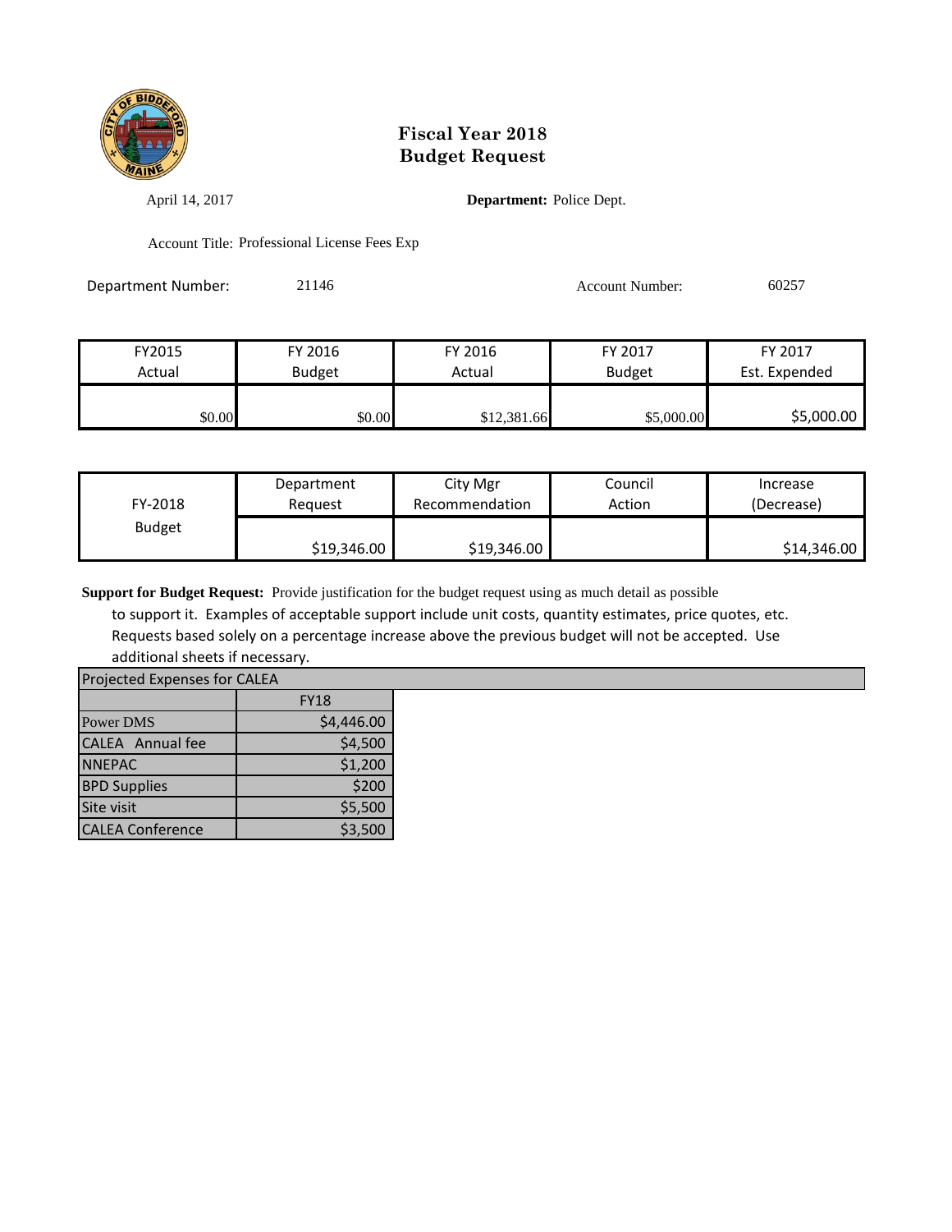# Fiscal Year 2018
# Budget Request

April 14, 2017

**Department:** Police Dept.

Account Title: Professional License Fees Exp

Department Number: 21146

Account Number: 60257

| FY2015 Actual | FY 2016 Budget | FY 2016 Actual | FY 2017 Budget | FY 2017 Est. Expended |
|---|---|---|---|---|
| $0.00 | $0.00 | $12,381.66 | $5,000.00 | $5,000.00 |

| FY-2018 Budget | Department Request | City Mgr Recommendation | Council Action | Increase (Decrease) |
|---|---|---|---|---|
| | $19,346.00 | $19,346.00 | | $14,346.00 |

**Support for Budget Request:** Provide justification for the budget request using as much detail as possible to support it. Examples of acceptable support include unit costs, quantity estimates, price quotes, etc. Requests based solely on a percentage increase above the previous budget will not be accepted. Use additional sheets if necessary.

**Projected Expenses for CALEA**

| | FY18 |
|---|---|
| Power DMS | $4,446.00 |
| CALEA Annual fee | $4,500 |
| NNEPAC | $1,200 |
| BPD Supplies | $200 |
| Site visit | $5,500 |
| CALEA Conference | $3,500 |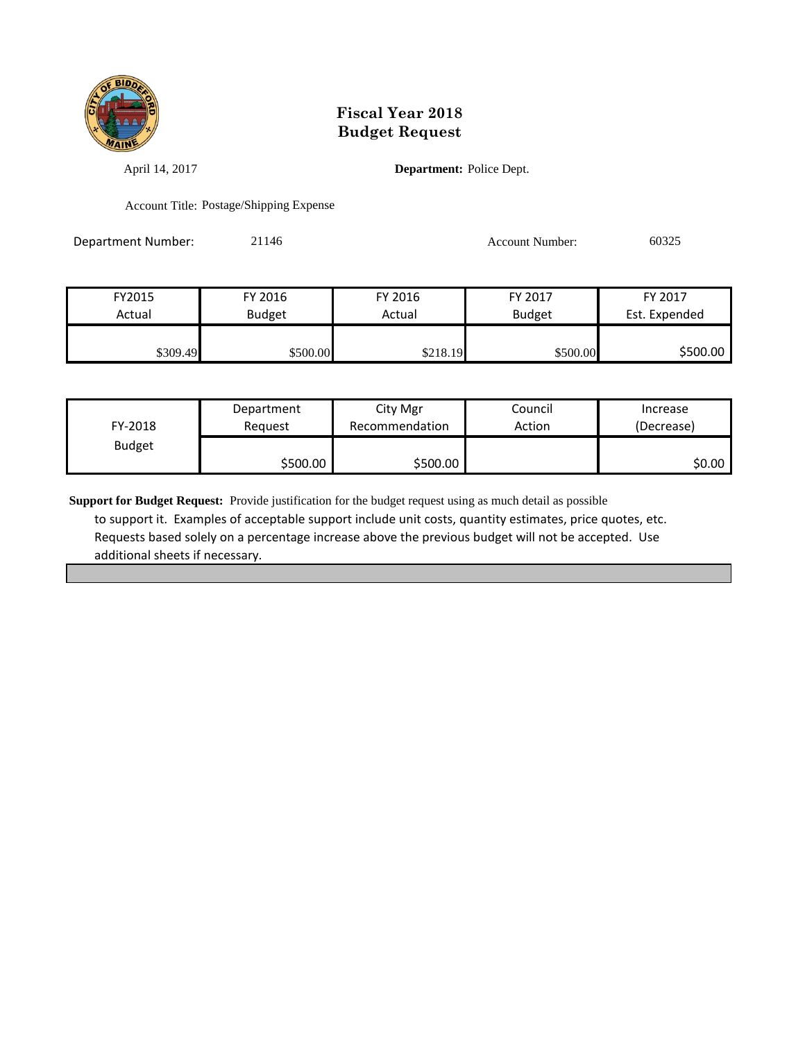# Fiscal Year 2018
# Budget Request

April 14, 2017

**Department:** Police Dept.

Account Title: Postage/Shipping Expense

Department Number: 21146

Account Number: 60325

| FY2015 Actual | FY 2016 Budget | FY 2016 Actual | FY 2017 Budget | FY 2017 Est. Expended |
|---|---|---|---|---|
| $309.49 | $500.00 | $218.19 | $500.00 | $500.00 |

| FY-2018 Budget | Department Request | City Mgr Recommendation | Council Action | Increase (Decrease) |
|---|---|---|---|---|
| | $500.00 | $500.00 | | $0.00 |

**Support for Budget Request:** Provide justification for the budget request using as much detail as possible to support it. Examples of acceptable support include unit costs, quantity estimates, price quotes, etc. Requests based solely on a percentage increase above the previous budget will not be accepted. Use additional sheets if necessary.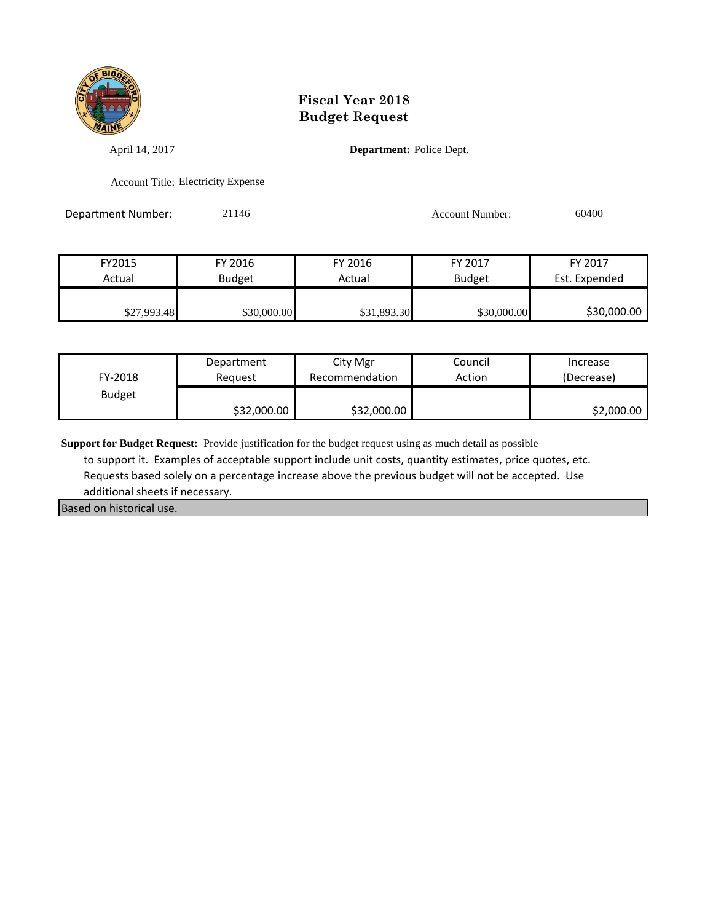# Fiscal Year 2018
# Budget Request

April 14, 2017

**Department:** Police Dept.

Account Title: Electricity Expense

Department Number: 21146

Account Number: 60400

| FY2015 Actual | FY 2016 Budget | FY 2016 Actual | FY 2017 Budget | FY 2017 Est. Expended |
|---|---|---|---|---|
| $27,993.48 | $30,000.00 | $31,893.30 | $30,000.00 | $30,000.00 |

| FY-2018 Budget | Department Request | City Mgr Recommendation | Council Action | Increase (Decrease) |
|---|---|---|---|---|
| | $32,000.00 | $32,000.00 | | $2,000.00 |

**Support for Budget Request:** Provide justification for the budget request using as much detail as possible to support it. Examples of acceptable support include unit costs, quantity estimates, price quotes, etc. Requests based solely on a percentage increase above the previous budget will not be accepted. Use additional sheets if necessary.

Based on historical use.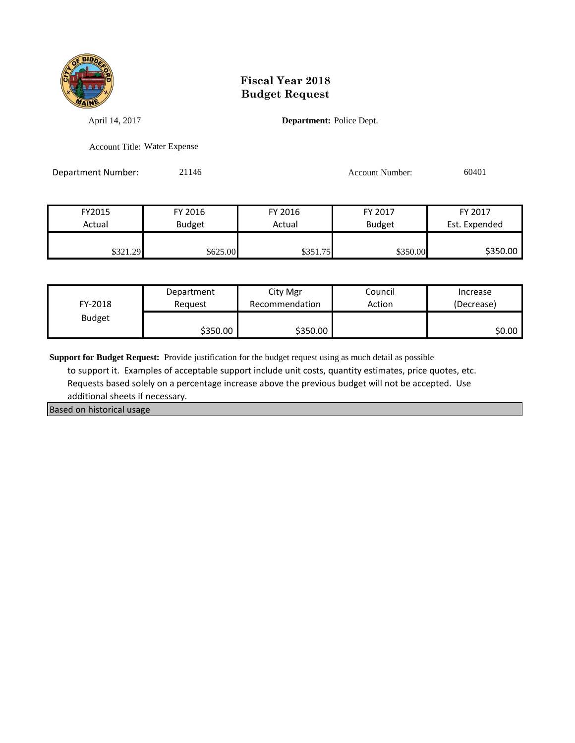# Fiscal Year 2018
# Budget Request

April 14, 2017

**Department:** Police Dept.

Account Title: Water Expense

Department Number: 21146

Account Number: 60401

| FY2015 Actual | FY 2016 Budget | FY 2016 Actual | FY 2017 Budget | FY 2017 Est. Expended |
|---|---|---|---|---|
| $321.29 | $625.00 | $351.75 | $350.00 | $350.00 |

| FY-2018 Budget | Department Request | City Mgr Recommendation | Council Action | Increase (Decrease) |
|---|---|---|---|---|
| | $350.00 | $350.00 | | $0.00 |

**Support for Budget Request:** Provide justification for the budget request using as much detail as possible to support it. Examples of acceptable support include unit costs, quantity estimates, price quotes, etc. Requests based solely on a percentage increase above the previous budget will not be accepted. Use additional sheets if necessary.

Based on historical usage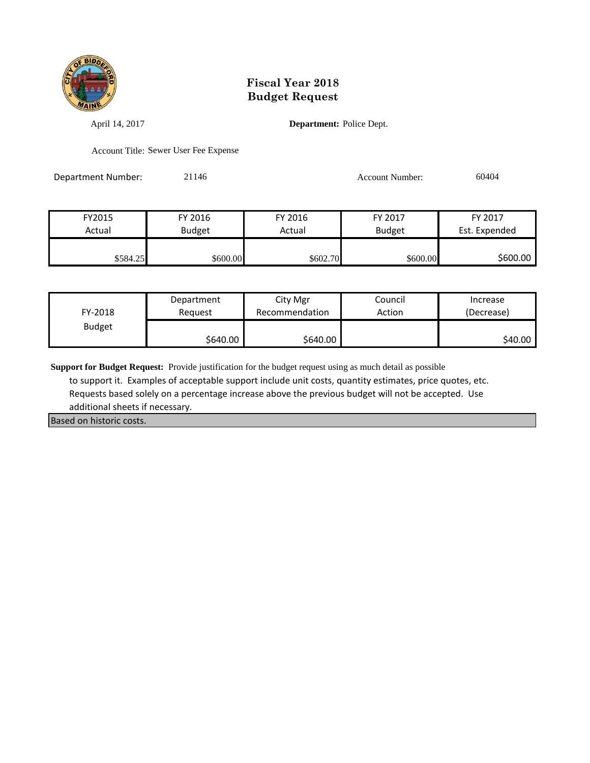# Fiscal Year 2018
# Budget Request

April 14, 2017

**Department:** Police Dept.

Account Title: Sewer User Fee Expense

Department Number: 21146

Account Number: 60404

| FY2015 Actual | FY 2016 Budget | FY 2016 Actual | FY 2017 Budget | FY 2017 Est. Expended |
|---|---|---|---|---|
| $584.25 | $600.00 | $602.70 | $600.00 | $600.00 |

| FY-2018 Budget | Department Request | City Mgr Recommendation | Council Action | Increase (Decrease) |
|---|---|---|---|---|
| | $640.00 | $640.00 | | $40.00 |

**Support for Budget Request:** Provide justification for the budget request using as much detail as possible to support it. Examples of acceptable support include unit costs, quantity estimates, price quotes, etc. Requests based solely on a percentage increase above the previous budget will not be accepted. Use additional sheets if necessary.

Based on historic costs.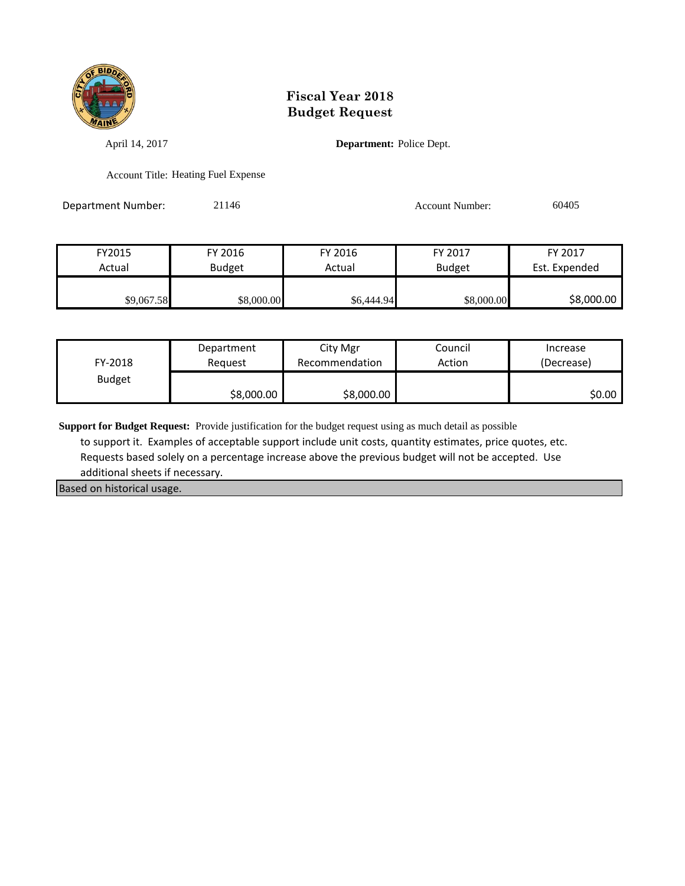# Fiscal Year 2018
# Budget Request

April 14, 2017

**Department:** Police Dept.

Account Title: Heating Fuel Expense

Department Number: 21146

Account Number: 60405

| FY2015 Actual | FY 2016 Budget | FY 2016 Actual | FY 2017 Budget | FY 2017 Est. Expended |
|---|---|---|---|---|
| $9,067.58 | $8,000.00 | $6,444.94 | $8,000.00 | $8,000.00 |

| FY-2018 Budget | Department Request | City Mgr Recommendation | Council Action | Increase (Decrease) |
|---|---|---|---|---|
| | $8,000.00 | $8,000.00 | | $0.00 |

**Support for Budget Request:** Provide justification for the budget request using as much detail as possible to support it. Examples of acceptable support include unit costs, quantity estimates, price quotes, etc. Requests based solely on a percentage increase above the previous budget will not be accepted. Use additional sheets if necessary.

Based on historical usage.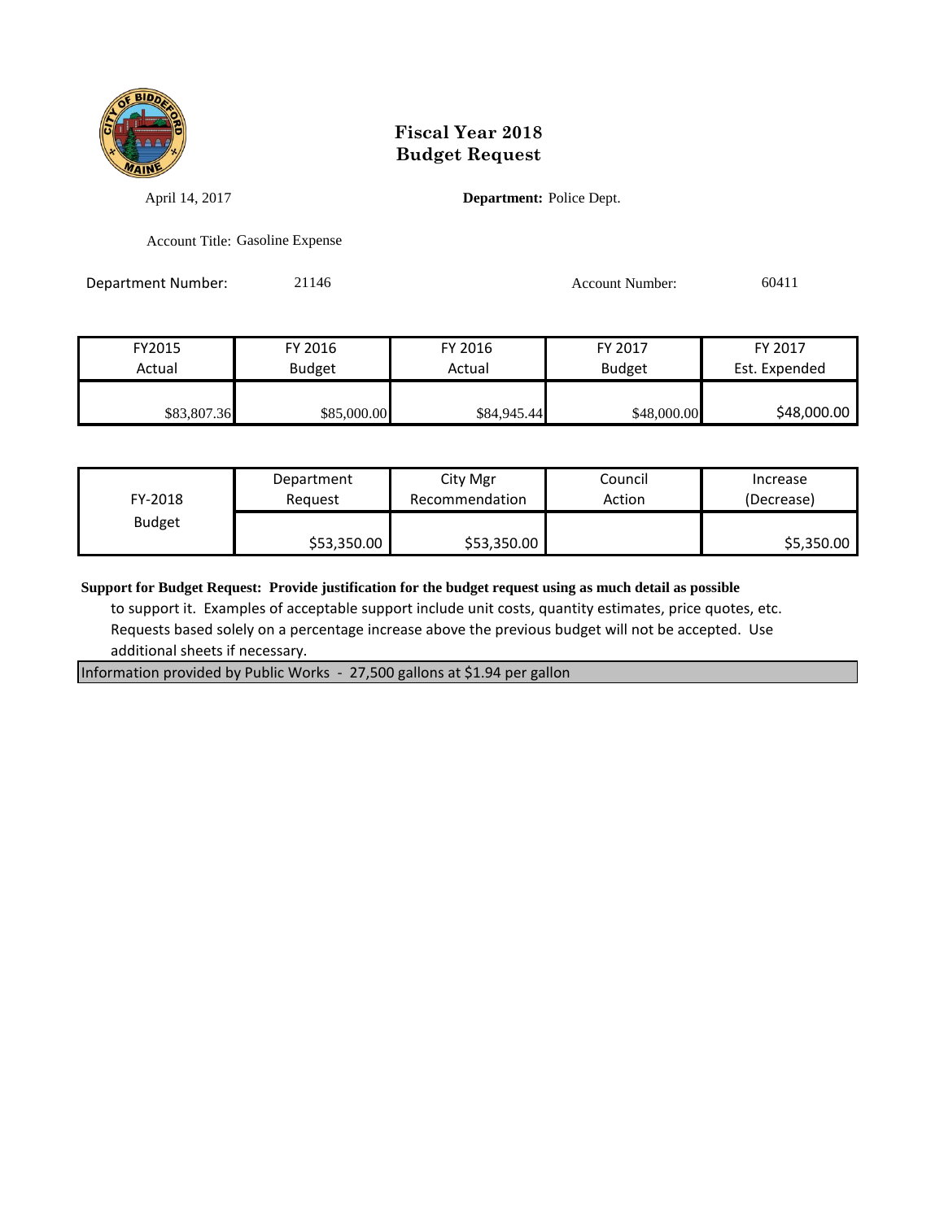# Fiscal Year 2018
# Budget Request

April 14, 2017 **Department:** Police Dept.

Account Title: Gasoline Expense

Department Number: 21146 Account Number: 60411

| FY2015 Actual | FY 2016 Budget | FY 2016 Actual | FY 2017 Budget | FY 2017 Est. Expended |
|---|---|---|---|---|
| $83,807.36 | $85,000.00 | $84,945.44 | $48,000.00 | $48,000.00 |

| FY-2018 Budget | Department Request | City Mgr Recommendation | Council Action | Increase (Decrease) |
|---|---|---|---|---|
| | $53,350.00 | $53,350.00 | | $5,350.00 |

**Support for Budget Request: Provide justification for the budget request using as much detail as possible** to support it. Examples of acceptable support include unit costs, quantity estimates, price quotes, etc. Requests based solely on a percentage increase above the previous budget will not be accepted. Use additional sheets if necessary.

Information provided by Public Works - 27,500 gallons at $1.94 per gallon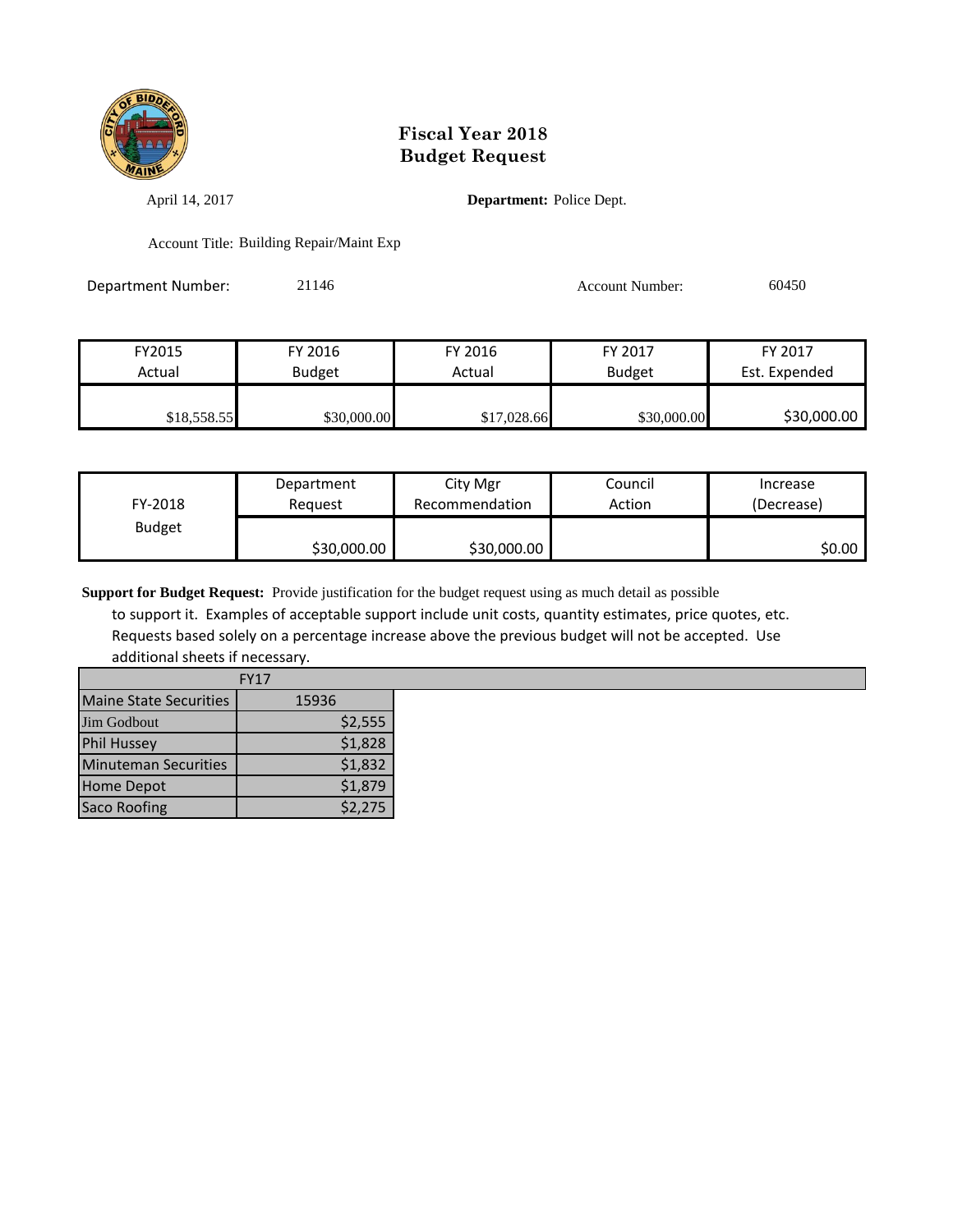# Fiscal Year 2018
# Budget Request

April 14, 2017

**Department:** Police Dept.

Account Title: Building Repair/Maint Exp

Department Number: 21146

Account Number: 60450

| FY2015 Actual | FY 2016 Budget | FY 2016 Actual | FY 2017 Budget | FY 2017 Est. Expended |
|---|---|---|---|---|
| $18,558.55 | $30,000.00 | $17,028.66 | $30,000.00 | $30,000.00 |

| FY-2018 Budget | Department Request | City Mgr Recommendation | Council Action | Increase (Decrease) |
|---|---|---|---|---|
| | $30,000.00 | $30,000.00 | | $0.00 |

**Support for Budget Request:** Provide justification for the budget request using as much detail as possible to support it. Examples of acceptable support include unit costs, quantity estimates, price quotes, etc. Requests based solely on a percentage increase above the previous budget will not be accepted. Use additional sheets if necessary.

| | FY17 |
|---|---|
| Maine State Securities | 15936 |
| Jim Godbout | $2,555 |
| Phil Hussey | $1,828 |
| Minuteman Securities | $1,832 |
| Home Depot | $1,879 |
| Saco Roofing | $2,275 |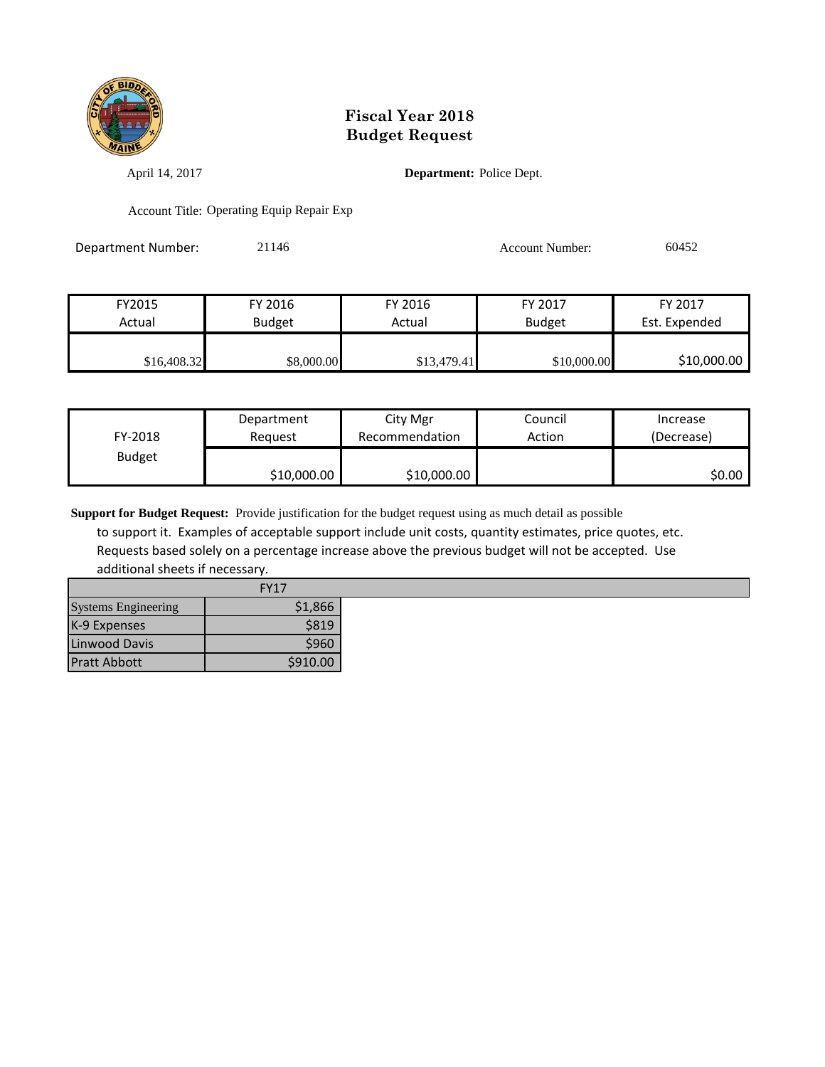# Fiscal Year 2018
# Budget Request

April 14, 2017

**Department:** Police Dept.

Account Title: Operating Equip Repair Exp

Department Number: 21146

Account Number: 60452

| FY2015 Actual | FY 2016 Budget | FY 2016 Actual | FY 2017 Budget | FY 2017 Est. Expended |
|---|---|---|---|---|
| $16,408.32 | $8,000.00 | $13,479.41 | $10,000.00 | $10,000.00 |

| FY-2018 Budget | Department Request | City Mgr Recommendation | Council Action | Increase (Decrease) |
|---|---|---|---|---|
| | $10,000.00 | $10,000.00 | | $0.00 |

**Support for Budget Request:** Provide justification for the budget request using as much detail as possible to support it. Examples of acceptable support include unit costs, quantity estimates, price quotes, etc. Requests based solely on a percentage increase above the previous budget will not be accepted. Use additional sheets if necessary.

| | FY17 |
|---|---|
| Systems Engineering | $1,866 |
| K-9 Expenses | $819 |
| Linwood Davis | $960 |
| Pratt Abbott | $910.00 |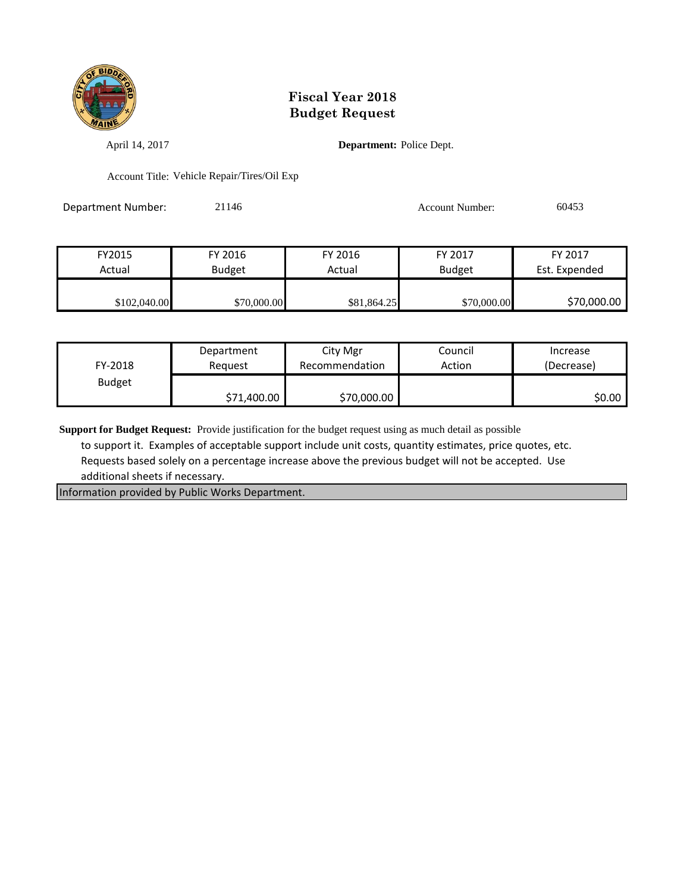# Fiscal Year 2018
# Budget Request

April 14, 2017

**Department:** Police Dept.

Account Title: Vehicle Repair/Tires/Oil Exp

Department Number: 21146

Account Number: 60453

| FY2015 Actual | FY 2016 Budget | FY 2016 Actual | FY 2017 Budget | FY 2017 Est. Expended |
|---|---|---|---|---|
| $102,040.00 | $70,000.00 | $81,864.25 | $70,000.00 | $70,000.00 |

| FY-2018 Budget | Department Request | City Mgr Recommendation | Council Action | Increase (Decrease) |
|---|---|---|---|---|
| | $71,400.00 | $70,000.00 | | $0.00 |

**Support for Budget Request:** Provide justification for the budget request using as much detail as possible to support it. Examples of acceptable support include unit costs, quantity estimates, price quotes, etc. Requests based solely on a percentage increase above the previous budget will not be accepted. Use additional sheets if necessary.

Information provided by Public Works Department.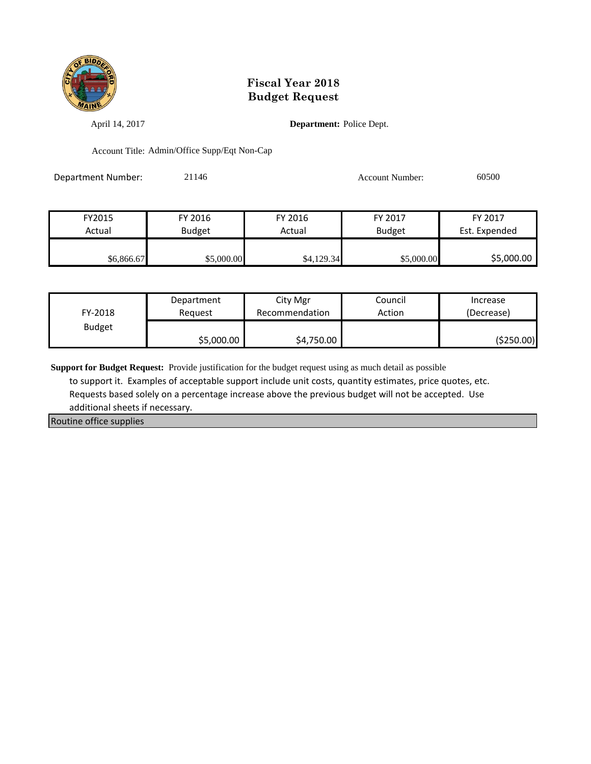# Fiscal Year 2018
# Budget Request

April 14, 2017

**Department:** Police Dept.

Account Title: Admin/Office Supp/Eqt Non-Cap

Department Number: 21146

Account Number: 60500

| FY2015 Actual | FY 2016 Budget | FY 2016 Actual | FY 2017 Budget | FY 2017 Est. Expended |
|---|---|---|---|---|
| $6,866.67 | $5,000.00 | $4,129.34 | $5,000.00 | $5,000.00 |

| FY-2018 Budget | Department Request | City Mgr Recommendation | Council Action | Increase (Decrease) |
|---|---|---|---|---|
| | $5,000.00 | $4,750.00 | | ($250.00) |

**Support for Budget Request:** Provide justification for the budget request using as much detail as possible to support it. Examples of acceptable support include unit costs, quantity estimates, price quotes, etc. Requests based solely on a percentage increase above the previous budget will not be accepted. Use additional sheets if necessary.

Routine office supplies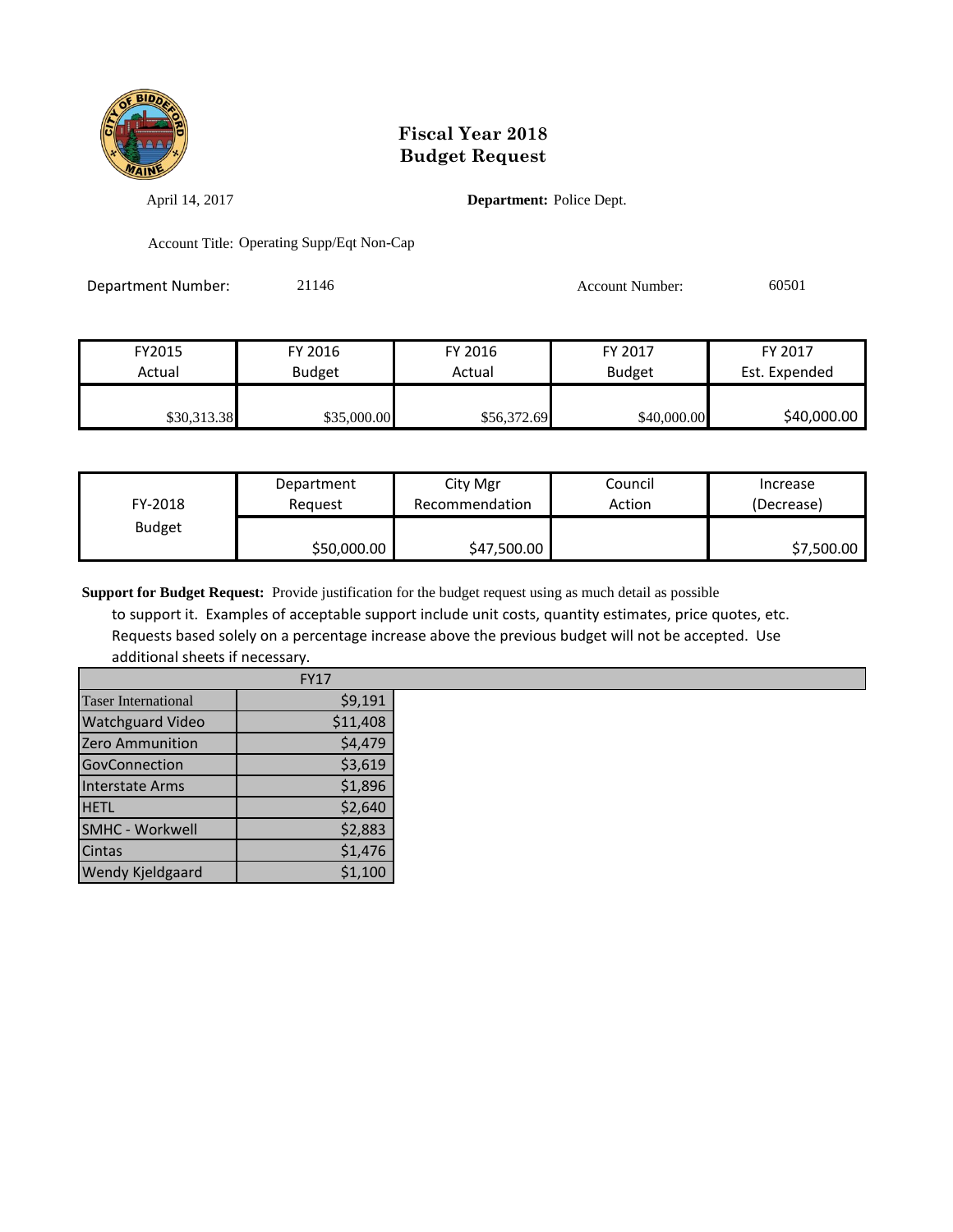# Fiscal Year 2018
# Budget Request

April 14, 2017

**Department:** Police Dept.

Account Title: Operating Supp/Eqt Non-Cap

Department Number: 21146

Account Number: 60501

| FY2015 Actual | FY 2016 Budget | FY 2016 Actual | FY 2017 Budget | FY 2017 Est. Expended |
|---|---|---|---|---|
| $30,313.38 | $35,000.00 | $56,372.69 | $40,000.00 | $40,000.00 |

| FY-2018 Budget | Department Request | City Mgr Recommendation | Council Action | Increase (Decrease) |
|---|---|---|---|---|
| | $50,000.00 | $47,500.00 | | $7,500.00 |

**Support for Budget Request:** Provide justification for the budget request using as much detail as possible to support it. Examples of acceptable support include unit costs, quantity estimates, price quotes, etc. Requests based solely on a percentage increase above the previous budget will not be accepted. Use additional sheets if necessary.

| | FY17 |
|---|---|
| Taser International | $9,191 |
| Watchguard Video | $11,408 |
| Zero Ammunition | $4,479 |
| GovConnection | $3,619 |
| Interstate Arms | $1,896 |
| HETL | $2,640 |
| SMHC - Workwell | $2,883 |
| Cintas | $1,476 |
| Wendy Kjeldgaard | $1,100 |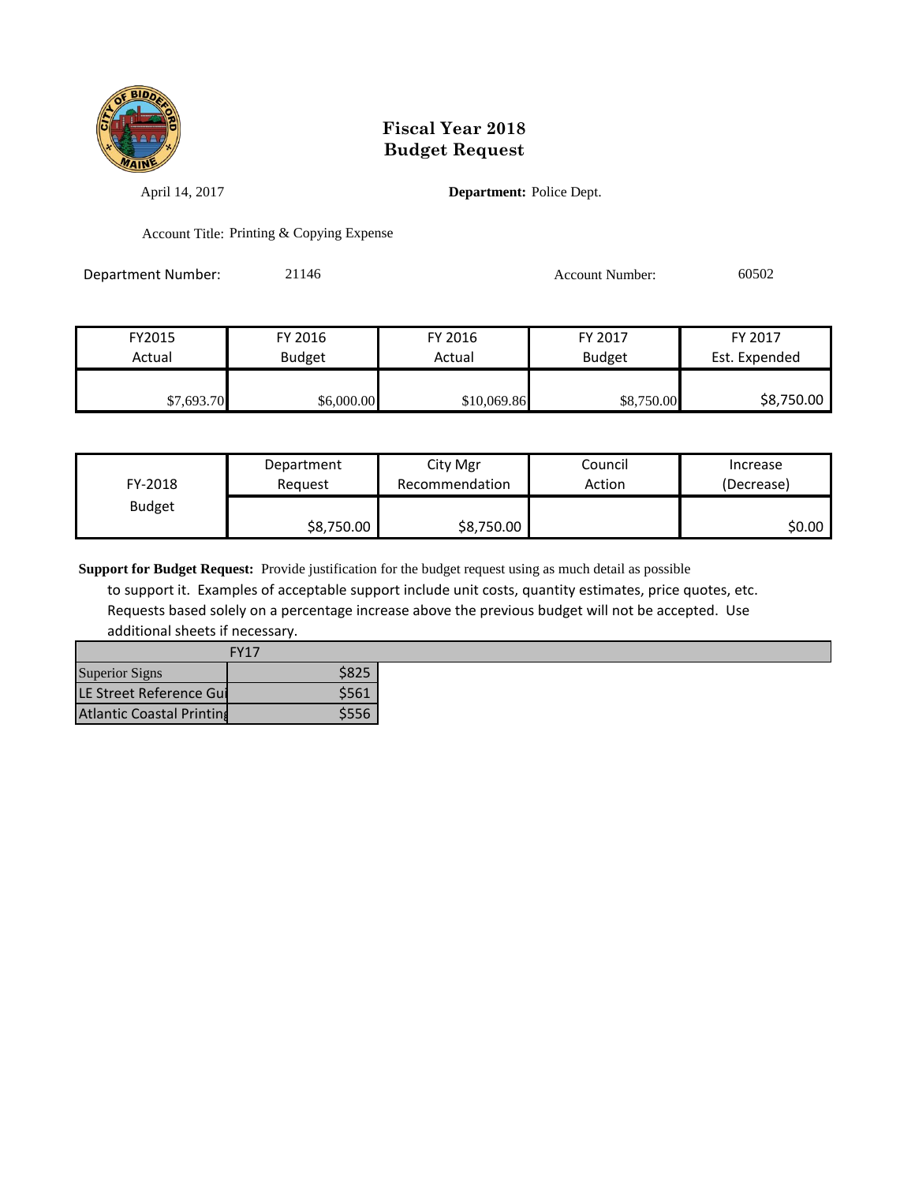# Fiscal Year 2018
# Budget Request

April 14, 2017

**Department:** Police Dept.

Account Title: Printing & Copying Expense

Department Number: 21146

Account Number: 60502

| FY2015 Actual | FY 2016 Budget | FY 2016 Actual | FY 2017 Budget | FY 2017 Est. Expended |
|---|---|---|---|---|
| $7,693.70 | $6,000.00 | $10,069.86 | $8,750.00 | $8,750.00 |

| FY-2018 Budget | Department Request | City Mgr Recommendation | Council Action | Increase (Decrease) |
|---|---|---|---|---|
| | $8,750.00 | $8,750.00 | | $0.00 |

**Support for Budget Request:** Provide justification for the budget request using as much detail as possible to support it. Examples of acceptable support include unit costs, quantity estimates, price quotes, etc. Requests based solely on a percentage increase above the previous budget will not be accepted. Use additional sheets if necessary.

| | FY17 |
|---|---|
| Superior Signs | $825 |
| LE Street Reference Gui | $561 |
| Atlantic Coastal Printing | $556 |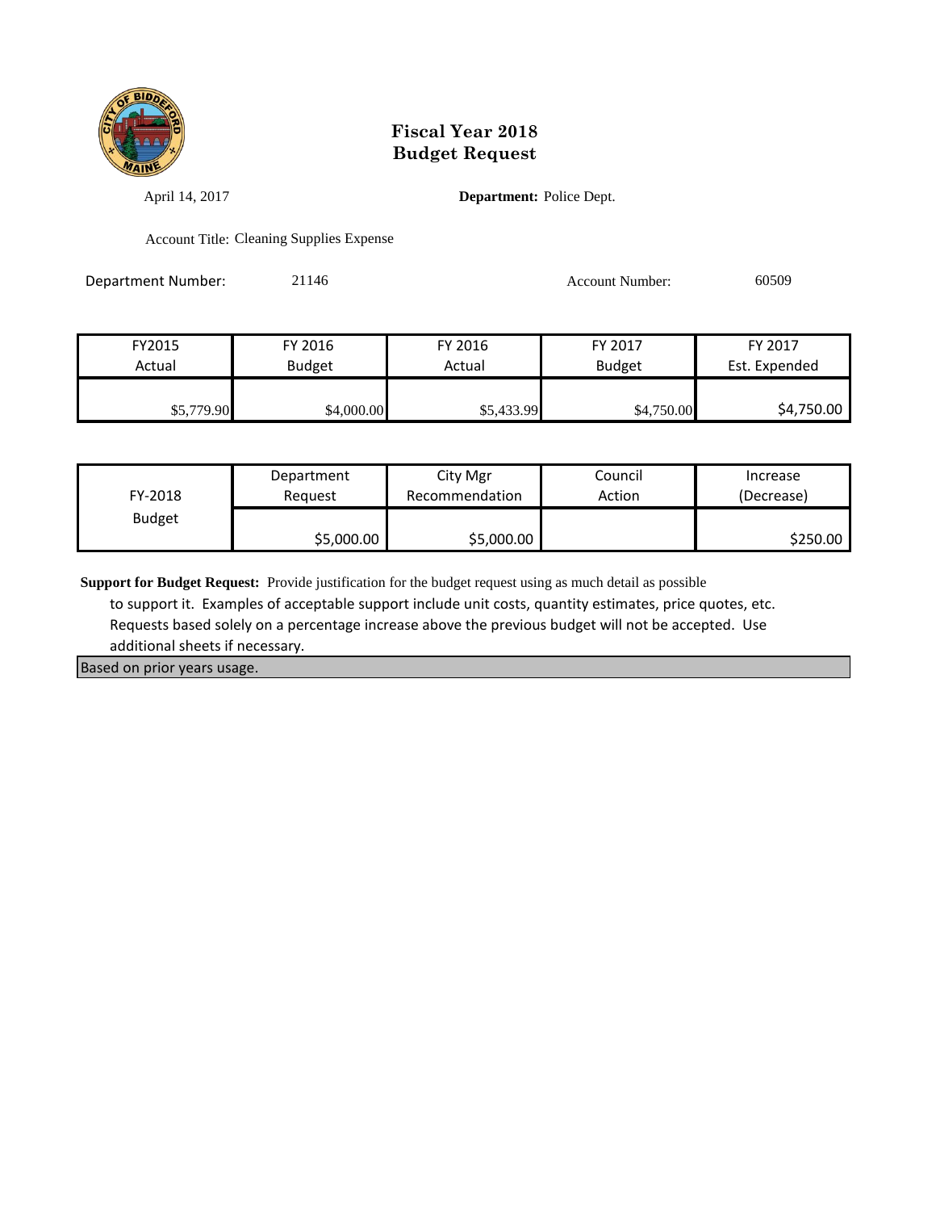# Fiscal Year 2018
# Budget Request

April 14, 2017

**Department:** Police Dept.

Account Title: Cleaning Supplies Expense

Department Number: 21146

Account Number: 60509

| FY2015 Actual | FY 2016 Budget | FY 2016 Actual | FY 2017 Budget | FY 2017 Est. Expended |
|---|---|---|---|---|
| $5,779.90 | $4,000.00 | $5,433.99 | $4,750.00 | $4,750.00 |

| FY-2018 Budget | Department Request | City Mgr Recommendation | Council Action | Increase (Decrease) |
|---|---|---|---|---|
| | $5,000.00 | $5,000.00 | | $250.00 |

**Support for Budget Request:** Provide justification for the budget request using as much detail as possible to support it. Examples of acceptable support include unit costs, quantity estimates, price quotes, etc. Requests based solely on a percentage increase above the previous budget will not be accepted. Use additional sheets if necessary.

Based on prior years usage.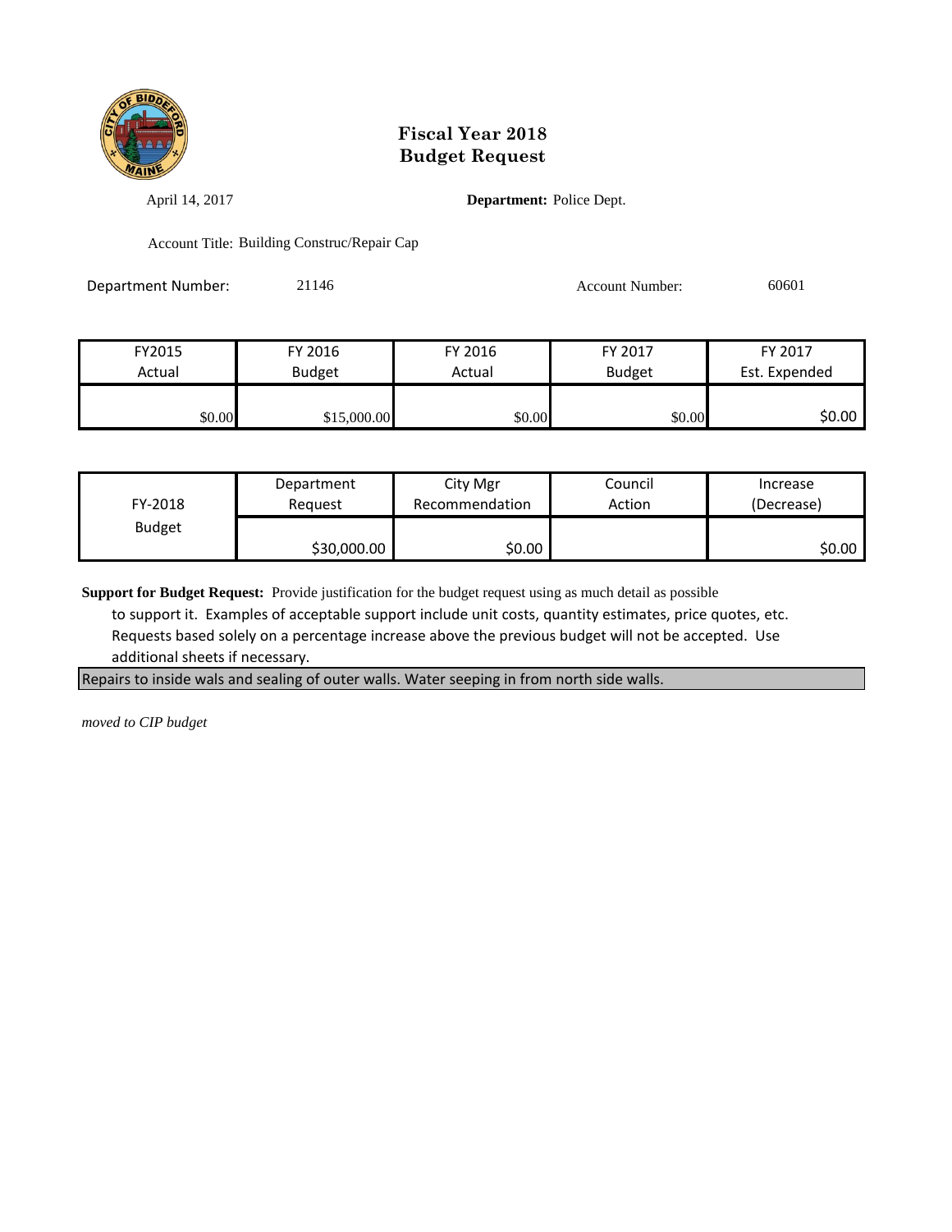# Fiscal Year 2018
# Budget Request

April 14, 2017

**Department:** Police Dept.

Account Title: Building Construc/Repair Cap

Department Number: 21146

Account Number: 60601

| FY2015 Actual | FY 2016 Budget | FY 2016 Actual | FY 2017 Budget | FY 2017 Est. Expended |
|---|---|---|---|---|
| $0.00 | $15,000.00 | $0.00 | $0.00 | $0.00 |

| FY-2018 Budget | Department Request | City Mgr Recommendation | Council Action | Increase (Decrease) |
|---|---|---|---|---|
| | $30,000.00 | $0.00 | | $0.00 |

**Support for Budget Request:** Provide justification for the budget request using as much detail as possible to support it. Examples of acceptable support include unit costs, quantity estimates, price quotes, etc. Requests based solely on a percentage increase above the previous budget will not be accepted. Use additional sheets if necessary.

Repairs to inside wals and sealing of outer walls. Water seeping in from north side walls.

*moved to CIP budget*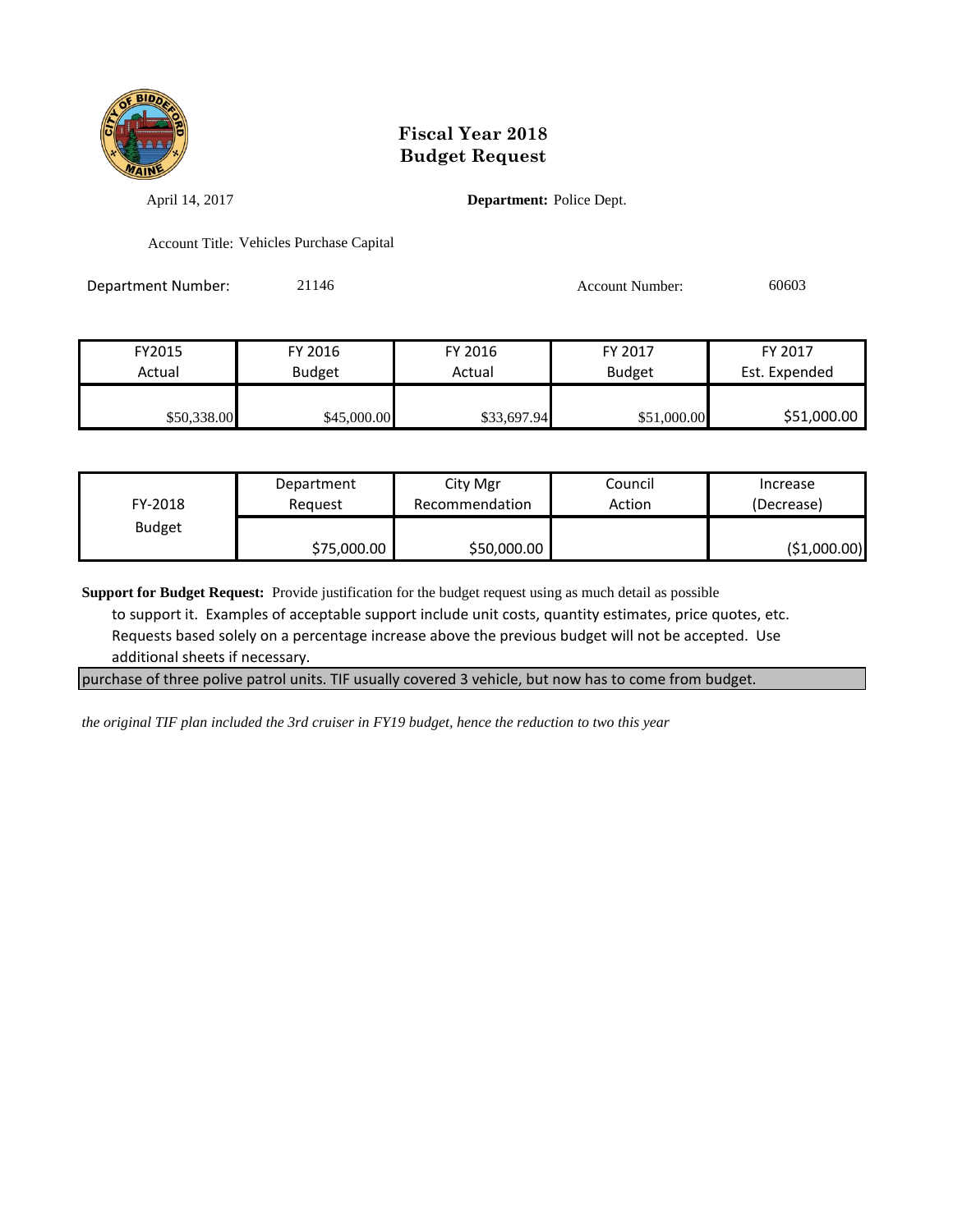# Fiscal Year 2018
# Budget Request

April 14, 2017

**Department:** Police Dept.

Account Title: Vehicles Purchase Capital

Department Number: 21146

Account Number: 60603

| FY2015 Actual | FY 2016 Budget | FY 2016 Actual | FY 2017 Budget | FY 2017 Est. Expended |
|---|---|---|---|---|
| $50,338.00 | $45,000.00 | $33,697.94 | $51,000.00 | $51,000.00 |

| FY-2018 Budget | Department Request | City Mgr Recommendation | Council Action | Increase (Decrease) |
|---|---|---|---|---|
| | $75,000.00 | $50,000.00 | | ($1,000.00) |

**Support for Budget Request:** Provide justification for the budget request using as much detail as possible to support it. Examples of acceptable support include unit costs, quantity estimates, price quotes, etc. Requests based solely on a percentage increase above the previous budget will not be accepted. Use additional sheets if necessary.

purchase of three polive patrol units. TIF usually covered 3 vehicle, but now has to come from budget.

*the original TIF plan included the 3rd cruiser in FY19 budget, hence the reduction to two this year*